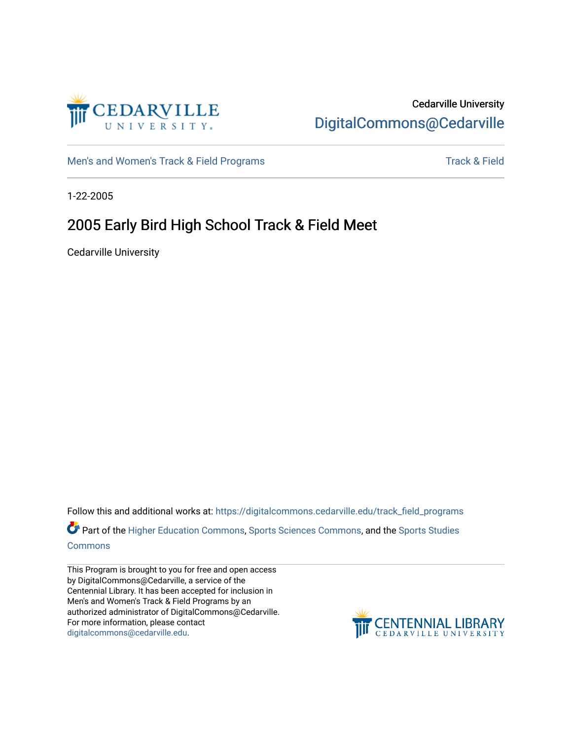Cedarville University
DigitalCommons@Cedarville

Men's and Women's Track & Field Programs | Track & Field

1-22-2005

# 2005 Early Bird High School Track & Field Meet

Cedarville University

Follow this and additional works at: https://digitalcommons.cedarville.edu/track_field_programs

Part of the Higher Education Commons, Sports Sciences Commons, and the Sports Studies Commons

This Program is brought to you for free and open access by DigitalCommons@Cedarville, a service of the Centennial Library. It has been accepted for inclusion in Men's and Women's Track & Field Programs by an authorized administrator of DigitalCommons@Cedarville. For more information, please contact digitalcommons@cedarville.edu.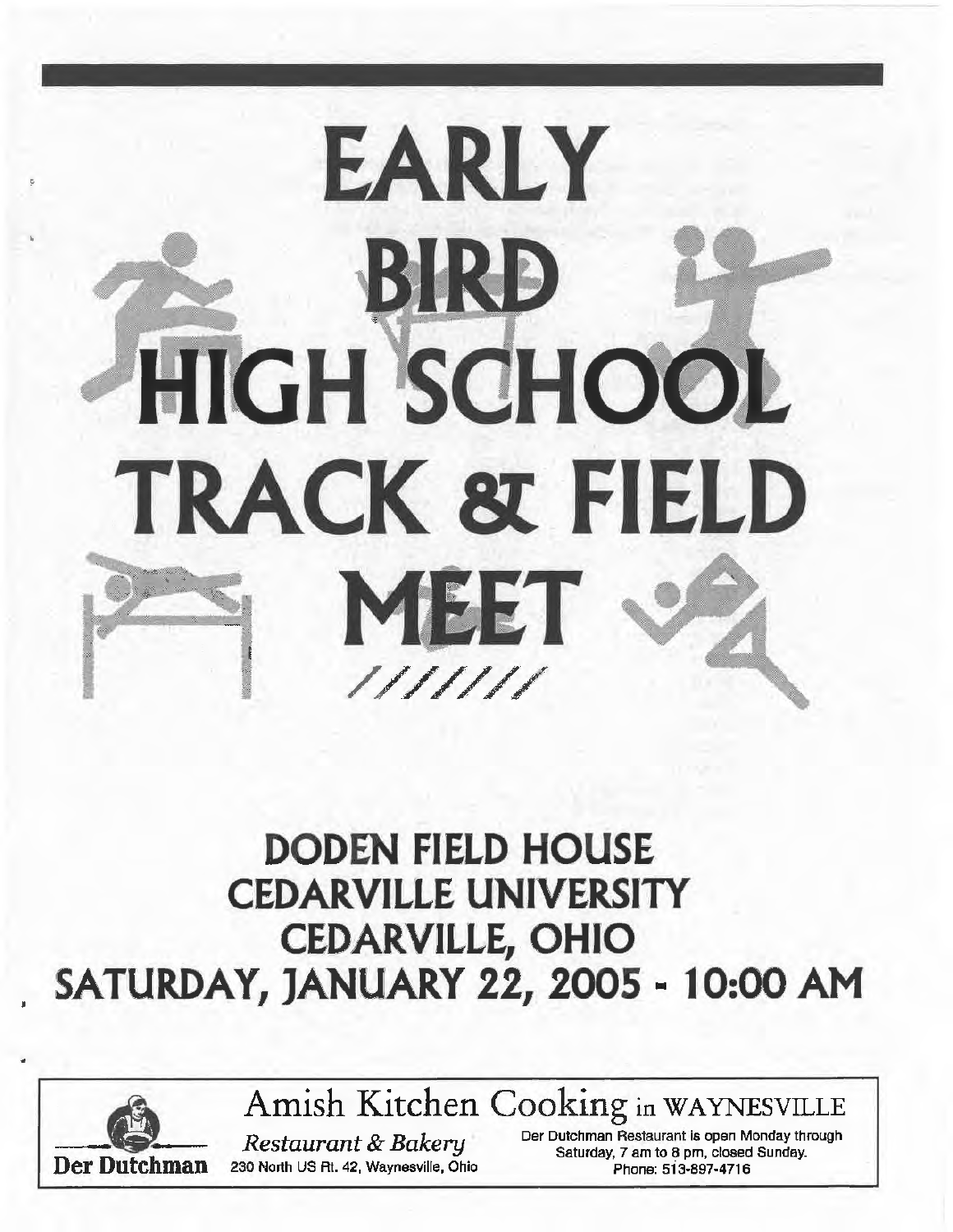# EARLY BIRD HIGH SCHOOL TRACK & FIELD MEET

## DODEN FIELD HOUSE
## CEDARVILLE UNIVERSITY
## CEDARVILLE, OHIO
## SATURDAY, JANUARY 22, 2005 - 10:00 AM

---

**Der Dutchman**

Amish Kitchen Cooking in WAYNESVILLE

*Restaurant & Bakery*

230 North US Rt. 42, Waynesville, Ohio

Der Dutchman Restaurant is open Monday through Saturday, 7 am to 8 pm, closed Sunday.
Phone: 513-897-4716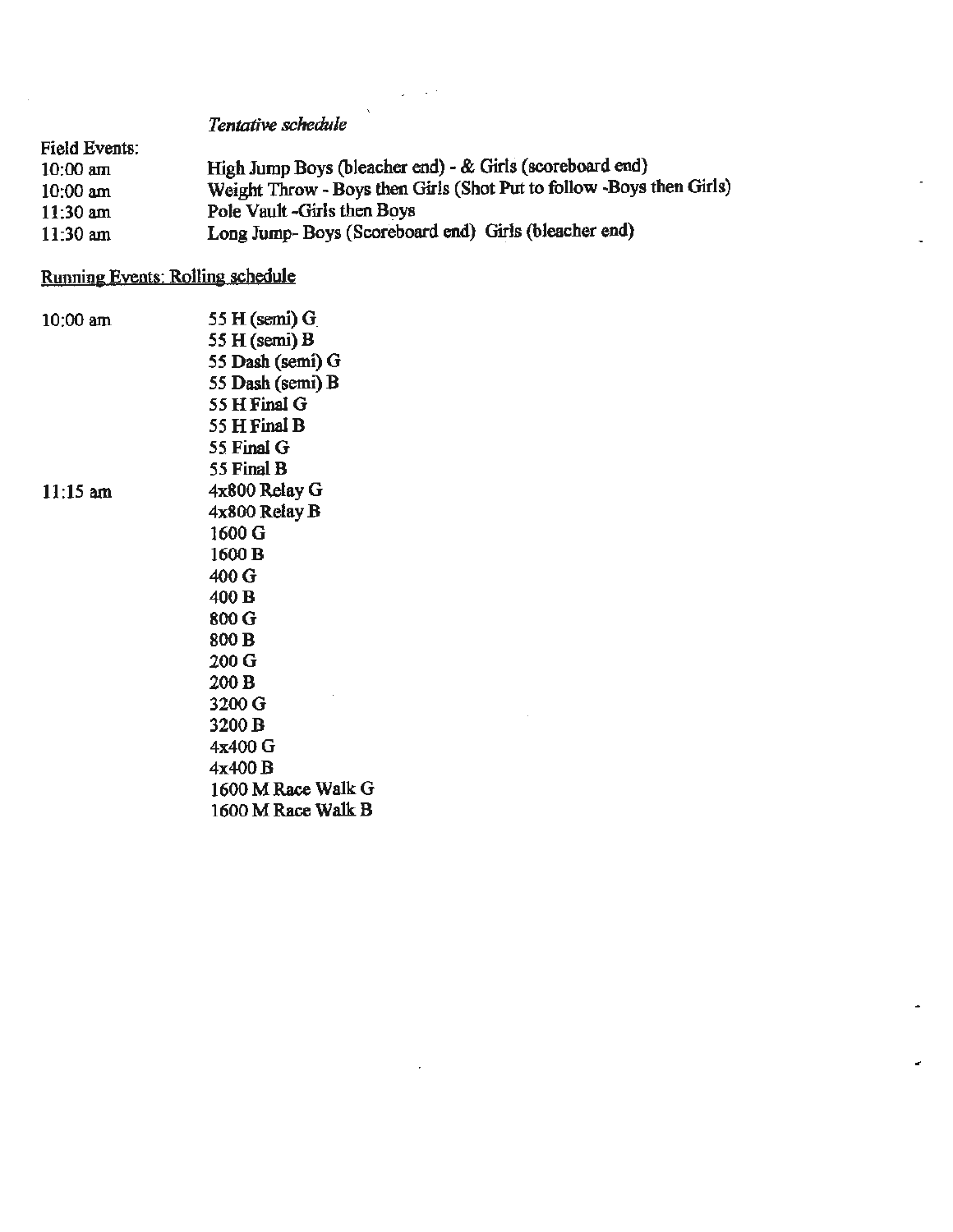*Tentative schedule*

Field Events:

| | |
|---|---|
| 10:00 am | High Jump Boys (bleacher end) - & Girls (scoreboard end) |
| 10:00 am | Weight Throw - Boys then Girls (Shot Put to follow -Boys then Girls) |
| 11:30 am | Pole Vault -Girls then Boys |
| 11:30 am | Long Jump- Boys (Scoreboard end) Girls (bleacher end) |

<u>Running Events: Rolling schedule</u>

| | |
|---|---|
| 10:00 am | 55 H (semi) G |
| | 55 H (semi) B |
| | 55 Dash (semi) G |
| | 55 Dash (semi) B |
| | 55 H Final G |
| | 55 H Final B |
| | 55 Final G |
| | 55 Final B |
| 11:15 am | 4x800 Relay G |
| | 4x800 Relay B |
| | 1600 G |
| | 1600 B |
| | 400 G |
| | 400 B |
| | 800 G |
| | 800 B |
| | 200 G |
| | 200 B |
| | 3200 G |
| | 3200 B |
| | 4x400 G |
| | 4x400 B |
| | 1600 M Race Walk G |
| | 1600 M Race Walk B |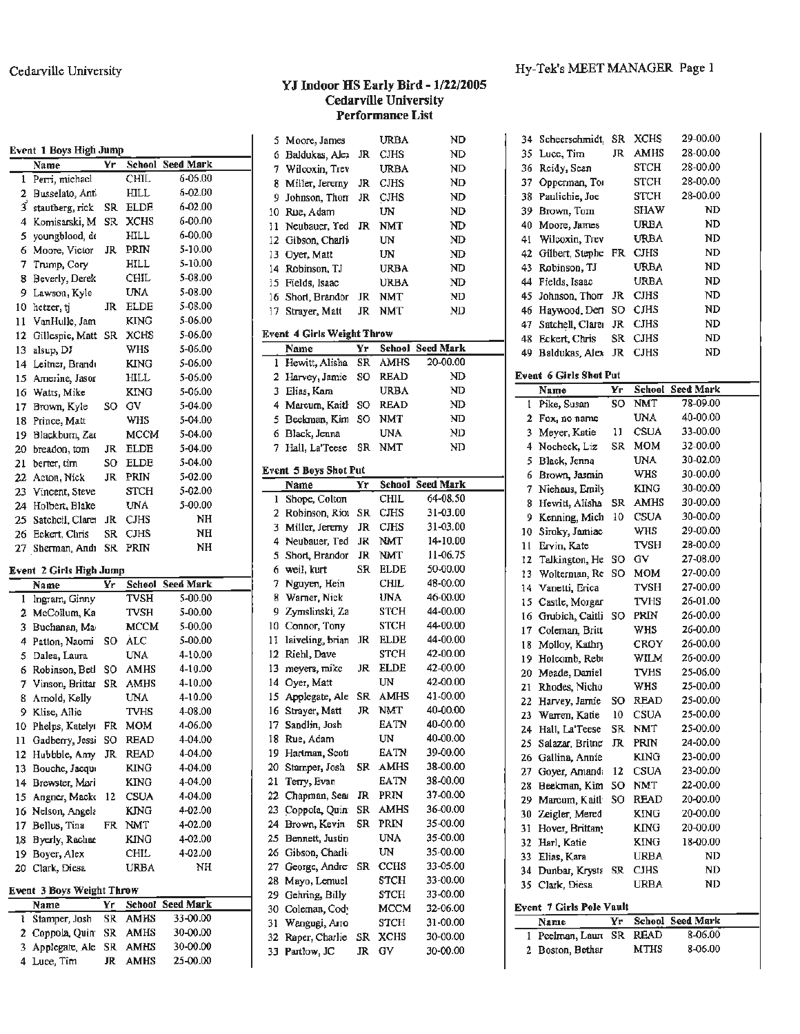# YJ Indoor HS Early Bird - 1/22/2005
## Cedarville University
## Performance List

### Event 1 Boys High Jump

| | Name | Yr | School | Seed Mark |
|---|---|---|---|---|
| 1 | Perri, michael | | CHIL | 6-05.00 |
| 2 | Busselato, Anti | | HILL | 6-02.00 |
| 3 | stautberg, rick | SR | ELDE | 6-02.00 |
| 4 | Komisarski, M | SR | XCHS | 6-00.00 |
| 5 | youngblood, de | | HILL | 6-00.00 |
| 6 | Moore, Victor | JR | PRIN | 5-10.00 |
| 7 | Trump, Cory | | HILL | 5-10.00 |
| 8 | Beverly, Derek | | CHIL | 5-08.00 |
| 9 | Lawson, Kyle | | UNA | 5-08.00 |
| 10 | hetzer, tj | JR | ELDE | 5-08.00 |
| 11 | VanHulle, Jam | | KING | 5-06.00 |
| 12 | Gillespie, Matt | SR | XCHS | 5-06.00 |
| 13 | alsup, DJ | | WHS | 5-06.00 |
| 14 | Leitner, Brandi | | KING | 5-06.00 |
| 15 | Amerine, Jason | | HILL | 5-06.00 |
| 16 | Watts, Mike | | KING | 5-06.00 |
| 17 | Brown, Kyle | SO | GV | 5-04.00 |
| 18 | Prince, Matt | | WHS | 5-04.00 |
| 19 | Blackburn, Zac | | MCCM | 5-04.00 |
| 20 | breadon, tom | JR | ELDE | 5-04.00 |
| 21 | berter, tim | SO | ELDE | 5-04.00 |
| 22 | Acton, Nick | JR | PRIN | 5-02.00 |
| 23 | Vincent, Steve | | STCH | 5-02.00 |
| 24 | Holbert, Blake | | UNA | 5-00.00 |
| 25 | Satchell, Clare | JR | CJHS | NH |
| 26 | Eckert, Chris | SR | CJHS | NH |
| 27 | Sherman, Andr | SR | PRIN | NH |

### Event 2 Girls High Jump

| | Name | Yr | School | Seed Mark |
|---|---|---|---|---|
| 1 | Ingram, Ginny | | TVSH | 5-00.00 |
| 2 | McCollum, Ka | | TVSH | 5-00.00 |
| 3 | Buchanan, Ma | | MCCM | 5-00.00 |
| 4 | Patton, Naomi | SO | ALC | 5-00.00 |
| 5 | Dalea, Laura | | UNA | 4-10.00 |
| 6 | Robinson, Betl | SO | AMHS | 4-10.00 |
| 7 | Vinson, Brittar | SR | AMHS | 4-10.00 |
| 8 | Arnold, Kelly | | UNA | 4-10.00 |
| 9 | Klise, Allie | | TVHS | 4-08.00 |
| 10 | Phelps, Katelyi | FR | MOM | 4-06.00 |
| 11 | Gadberry, Jessi | SO | READ | 4-04.00 |
| 12 | Hubbble, Amy | JR | READ | 4-04.00 |
| 13 | Bouche, Jacqu | | KING | 4-04.00 |
| 14 | Brewster, Mari | | KING | 4-04.00 |
| 15 | Angner, Macke | 12 | CSUA | 4-04.00 |
| 16 | Nelson, Angela | | KING | 4-02.00 |
| 17 | Bellus, Tina | FR | NMT | 4-02.00 |
| 18 | Byerly, Rachae | | KING | 4-02.00 |
| 19 | Boyer, Alex | | CHIL | 4-02.00 |
| 20 | Clark, Diesa | | URBA | NH |

### Event 3 Boys Weight Throw

| | Name | Yr | School | Seed Mark |
|---|---|---|---|---|
| 1 | Stamper, Josh | SR | AMHS | 33-00.00 |
| 2 | Coppola, Quin | SR | AMHS | 30-00.00 |
| 3 | Applegate, Ale | SR | AMHS | 30-00.00 |
| 4 | Luce, Tim | JR | AMHS | 25-00.00 |
| 5 | Moore, James | | URBA | ND |
| 6 | Baldukas, Alex | JR | CJHS | ND |
| 7 | Wilcoxin, Trev | | URBA | ND |
| 8 | Miller, Jeremy | JR | CJHS | ND |
| 9 | Johnson, Thon | JR | CJHS | ND |
| 10 | Rue, Adam | | UN | ND |
| 11 | Neubauer, Ted | JR | NMT | ND |
| 12 | Gibson, Charli | | UN | ND |
| 13 | Oyer, Matt | | UN | ND |
| 14 | Robinson, TJ | | URBA | ND |
| 15 | Fields, Isaac | | URBA | ND |
| 16 | Short, Brandon | JR | NMT | ND |
| 17 | Strayer, Matt | JR | NMT | ND |

### Event 4 Girls Weight Throw

| | Name | Yr | School | Seed Mark |
|---|---|---|---|---|
| 1 | Hewitt, Alisha | SR | AMHS | 20-00.00 |
| 2 | Harvey, Jamie | SO | READ | ND |
| 3 | Elias, Kara | | URBA | ND |
| 4 | Marcum, Kaitl | SO | READ | ND |
| 5 | Beekman, Kim | SO | NMT | ND |
| 6 | Black, Jenna | | UNA | ND |
| 7 | Hall, La'Teese | SR | NMT | ND |

### Event 5 Boys Shot Put

| | Name | Yr | School | Seed Mark |
|---|---|---|---|---|
| 1 | Shope, Colton | | CHIL | 64-08.50 |
| 2 | Robinson, Rio | SR | CJHS | 31-03.00 |
| 3 | Miller, Jeremy | JR | CJHS | 31-03.00 |
| 4 | Neubauer, Ted | JR | NMT | 14-10.00 |
| 5 | Short, Brandon | JR | NMT | 11-06.75 |
| 6 | weil, kurt | SR | ELDE | 50-00.00 |
| 7 | Nguyen, Hein | | CHIL | 48-00.00 |
| 8 | Warner, Nick | | UNA | 46-00.00 |
| 9 | Zymslinski, Za | | STCH | 44-00.00 |
| 10 | Connor, Tony | | STCH | 44-00.00 |
| 11 | laiveling, brian | JR | ELDE | 44-00.00 |
| 12 | Riehl, Dave | | STCH | 42-00.00 |
| 13 | meyers, mike | JR | ELDE | 42-00.00 |
| 14 | Oyer, Matt | | UN | 42-00.00 |
| 15 | Applegate, Ale | SR | AMHS | 41-00.00 |
| 16 | Strayer, Matt | JR | NMT | 40-00.00 |
| 17 | Sandlin, Josh | | EATN | 40-00.00 |
| 18 | Rue, Adam | | UN | 40-00.00 |
| 19 | Hartman, Scott | | EATN | 39-00.00 |
| 20 | Stamper, Josh | SR | AMHS | 38-00.00 |
| 21 | Terry, Evan | | EATN | 38-00.00 |
| 22 | Chapman, Sea | JR | PRIN | 37-00.00 |
| 23 | Coppola, Quin | SR | AMHS | 36-00.00 |
| 24 | Brown, Kevin | SR | PRIN | 35-00.00 |
| 25 | Bennett, Justin | | UNA | 35-00.00 |
| 26 | Gibson, Charli | | UN | 35-00.00 |
| 27 | George, Andre | SR | CCHS | 33-05.00 |
| 28 | Mayo, Lemuel | | STCH | 33-00.00 |
| 29 | Gehring, Billy | | STCH | 33-00.00 |
| 30 | Coleman, Cody | | MCCM | 32-06.00 |
| 31 | Wangugi, Arro | | STCH | 31-00.00 |
| 32 | Raper, Charlie | SR | XCHS | 30-00.00 |
| 33 | Partlow, JC | JR | GV | 30-00.00 |
| 34 | Scheerschmidt | SR | XCHS | 29-00.00 |
| 35 | Luce, Tim | JR | AMHS | 28-00.00 |
| 36 | Reidy, Sean | | STCH | 28-00.00 |
| 37 | Opperman, Toi | | STCH | 28-00.00 |
| 38 | Paulichie, Joe | | STCH | 28-00.00 |
| 39 | Brown, Tom | | SHAW | ND |
| 40 | Moore, James | | URBA | ND |
| 41 | Wilcoxin, Trev | | URBA | ND |
| 42 | Gilbert, Stephe | FR | CJHS | ND |
| 43 | Robinson, TJ | | URBA | ND |
| 44 | Fields, Isaac | | URBA | ND |
| 45 | Johnson, Thon | JR | CJHS | ND |
| 46 | Haywood, Den | SO | CJHS | ND |
| 47 | Satchell, Clare | JR | CJHS | ND |
| 48 | Eckert, Chris | SR | CJHS | ND |
| 49 | Baldukas, Alex | JR | CJHS | ND |

### Event 6 Girls Shot Put

| | Name | Yr | School | Seed Mark |
|---|---|---|---|---|
| 1 | Pike, Susan | SO | NMT | 78-09.00 |
| 2 | Fox, no name | | UNA | 40-00.00 |
| 3 | Meyer, Katie | 11 | CSUA | 33-00.00 |
| 4 | Nocheck, Liz | SR | MOM | 32-00.00 |
| 5 | Black, Jenna | | UNA | 30-02.00 |
| 6 | Brown, Jasmin | | WHS | 30-00.00 |
| 7 | Niehaus, Emily | | KING | 30-00.00 |
| 8 | Hewitt, Alisha | SR | AMHS | 30-00.00 |
| 9 | Kenning, Mich | 10 | CSUA | 30-00.00 |
| 10 | Siroky, Jamiac | | WHS | 29-00.00 |
| 11 | Ervin, Kate | | TVSH | 28-00.00 |
| 12 | Talkington, He | SO | GV | 27-08.00 |
| 13 | Wolterman, Re | SO | MOM | 27-00.00 |
| 14 | Vanetti, Erica | | TVSH | 27-00.00 |
| 15 | Castle, Morgar | | TVHS | 26-01.00 |
| 16 | Grubich, Caitli | SO | PRIN | 26-00.00 |
| 17 | Coleman, Britt | | WHS | 26-00.00 |
| 18 | Molloy, Kathry | | CROY | 26-00.00 |
| 19 | Holcomb, Rebi | | WILM | 26-00.00 |
| 20 | Meade, Daniel | | TVHS | 25-06.00 |
| 21 | Rhodes, Nicho | | WHS | 25-00.00 |
| 22 | Harvey, Jamie | SO | READ | 25-00.00 |
| 23 | Warren, Katie | 10 | CSUA | 25-00.00 |
| 24 | Hall, La'Teese | SR | NMT | 25-00.00 |
| 25 | Salazar, Britne | JR | PRIN | 24-00.00 |
| 26 | Gallina, Annie | | KING | 23-00.00 |
| 27 | Goyer, Amand | 12 | CSUA | 23-00.00 |
| 28 | Beekman, Kim | SO | NMT | 22-00.00 |
| 29 | Marcum, Kaitl | SO | READ | 20-00.00 |
| 30 | Zeigler, Mered | | KING | 20-00.00 |
| 31 | Hover, Brittany | | KING | 20-00.00 |
| 32 | Harl, Katie | | KING | 18-00.00 |
| 33 | Elias, Kara | | URBA | ND |
| 34 | Dunbar, Kryste | SR | CJHS | ND |
| 35 | Clark, Diesa | | URBA | ND |

### Event 7 Girls Pole Vault

| | Name | Yr | School | Seed Mark |
|---|---|---|---|---|
| 1 | Peelman, Laur | SR | READ | 8-06.00 |
| 2 | Boston, Bethar | | MTHS | 8-06.00 |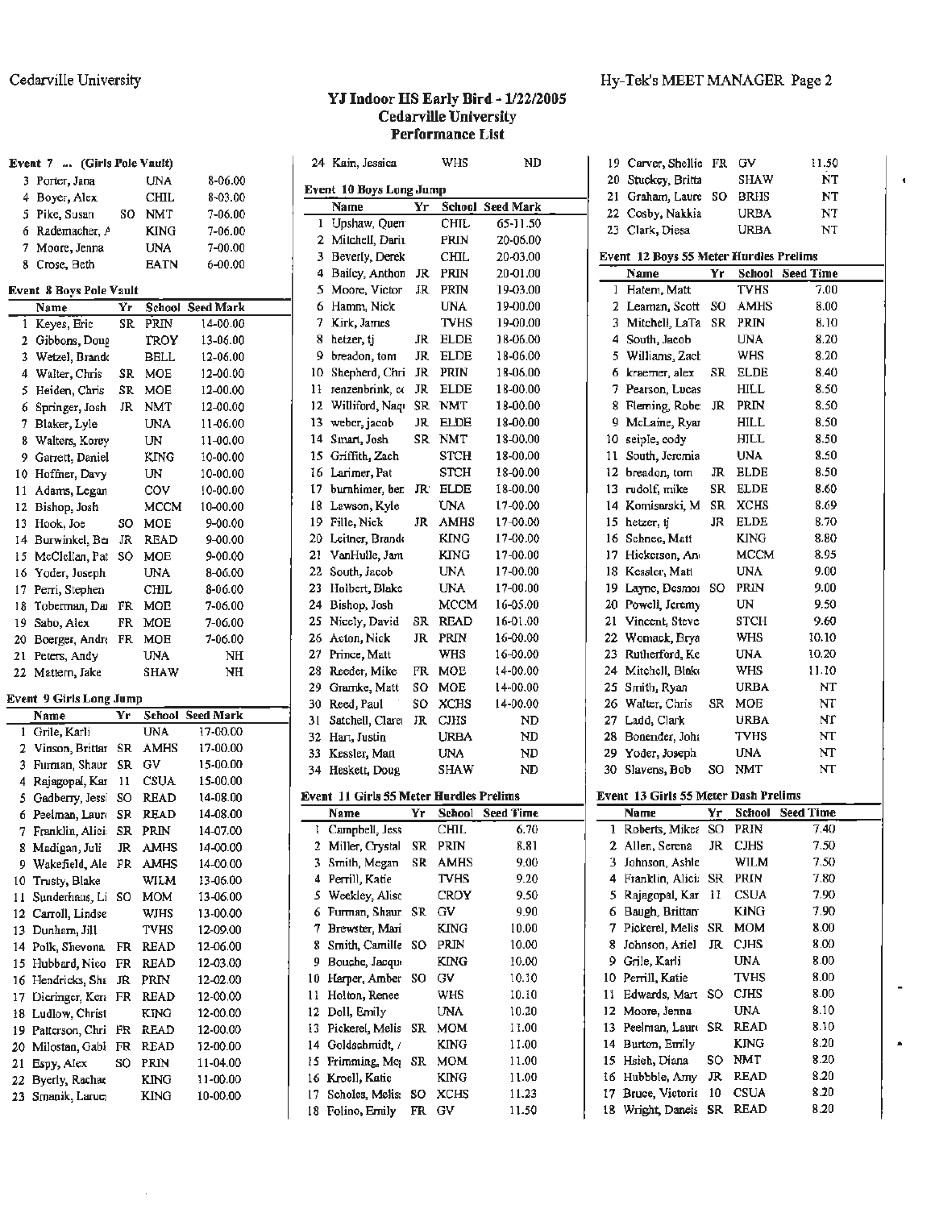# YJ Indoor HS Early Bird - 1/22/2005
## Cedarville University
### Performance List

**Event 7 ... (Girls Pole Vault)**

| | Name | Yr | School | Seed Mark |
|---|---|---|---|---|
| 3 | Porter, Jana | | UNA | 8-06.00 |
| 4 | Boyer, Alex | | CHIL | 8-03.00 |
| 5 | Pike, Susan | SO | NMT | 7-06.00 |
| 6 | Rademacher, A | | KING | 7-06.00 |
| 7 | Moore, Jenna | | UNA | 7-00.00 |
| 8 | Crose, Beth | | EATN | 6-00.00 |

**Event 8 Boys Pole Vault**

| | Name | Yr | School | Seed Mark |
|---|---|---|---|---|
| 1 | Keyes, Eric | SR | PRIN | 14-00.00 |
| 2 | Gibbons, Doug | | TROY | 13-06.00 |
| 3 | Wetzel, Brand | | BELL | 12-06.00 |
| 4 | Walter, Chris | SR | MOE | 12-00.00 |
| 5 | Heiden, Chris | SR | MOE | 12-00.00 |
| 6 | Springer, Josh | JR | NMT | 12-00.00 |
| 7 | Blaker, Lyle | | UNA | 11-06.00 |
| 8 | Walters, Korey | | UN | 11-00.00 |
| 9 | Garrett, Daniel | | KING | 10-00.00 |
| 10 | Hoffner, Davy | | UN | 10-00.00 |
| 11 | Adams, Logan | | COV | 10-00.00 |
| 12 | Bishop, Josh | | MCCM | 10-00.00 |
| 13 | Hook, Joe | SO | MOE | 9-00.00 |
| 14 | Burwinkel, Be | JR | READ | 9-00.00 |
| 15 | McClellan, Pat | SO | MOE | 9-00.00 |
| 16 | Yoder, Joseph | | UNA | 8-06.00 |
| 17 | Perri, Stephen | | CHIL | 8-06.00 |
| 18 | Toberman, Da | FR | MOE | 7-06.00 |
| 19 | Sabo, Alex | FR | MOE | 7-06.00 |
| 20 | Boerger, Andr | FR | MOE | 7-06.00 |
| 21 | Peters, Andy | | UNA | NH |
| 22 | Mattern, Jake | | SHAW | NH |

**Event 9 Girls Long Jump**

| | Name | Yr | School | Seed Mark |
|---|---|---|---|---|
| 1 | Grile, Karli | | UNA | 17-00.00 |
| 2 | Vinson, Brittar | SR | AMHS | 17-00.00 |
| 3 | Furman, Shaur | SR | GV | 15-00.00 |
| 4 | Rajagopal, Kar | 11 | CSUA | 15-00.00 |
| 5 | Gadberry, Jessi | SO | READ | 14-08.00 |
| 6 | Peelman, Laur | SR | READ | 14-08.00 |
| 7 | Franklin, Alici | SR | PRIN | 14-07.00 |
| 8 | Madigan, Juli | JR | AMHS | 14-00.00 |
| 9 | Wakefield, Ale | FR | AMHS | 14-00.00 |
| 10 | Trusty, Blake | | WILM | 13-06.00 |
| 11 | Sunderhaus, Li | SO | MOM | 13-06.00 |
| 12 | Carroll, Lindse | | WJHS | 13-00.00 |
| 13 | Dunham, Jill | | TVHS | 12-09.00 |
| 14 | Polk, Shevona | FR | READ | 12-06.00 |
| 15 | Hubbard, Nico | FR | READ | 12-03.00 |
| 16 | Hendricks, Sha | JR | PRIN | 12-02.00 |
| 17 | Dieringer, Ker | FR | READ | 12-00.00 |
| 18 | Ludlow, Christ | | KING | 12-00.00 |
| 19 | Patterson, Chri | FR | READ | 12-00.00 |
| 20 | Milostan, Gabi | FR | READ | 12-00.00 |
| 21 | Espy, Alex | SO | PRIN | 11-04.00 |
| 22 | Byerly, Rachae | | KING | 11-00.00 |
| 23 | Smanik, Laruc | | KING | 10-00.00 |
| 24 | Kain, Jessica | | WHS | ND |

**Event 10 Boys Long Jump**

| | Name | Yr | School | Seed Mark |
|---|---|---|---|---|
| 1 | Upshaw, Quen | | CHIL | 65-11.50 |
| 2 | Mitchell, Dari | | PRIN | 20-06.00 |
| 3 | Beverly, Derek | | CHIL | 20-03.00 |
| 4 | Bailey, Anthon | JR | PRIN | 20-01.00 |
| 5 | Moore, Victor | JR | PRIN | 19-03.00 |
| 6 | Hamm, Nick | | UNA | 19-00.00 |
| 7 | Kirk, James | | TVHS | 19-00.00 |
| 8 | hetzer, tj | JR | ELDE | 18-06.00 |
| 9 | breadon, tom | JR | ELDE | 18-06.00 |
| 10 | Shepherd, Chri | JR | PRIN | 18-06.00 |
| 11 | renzenbrink, c | JR | ELDE | 18-00.00 |
| 12 | Williford, Naq | SR | NMT | 18-00.00 |
| 13 | weber, jacob | JR | ELDE | 18-00.00 |
| 14 | Smart, Josh | SR | NMT | 18-00.00 |
| 15 | Griffith, Zach | | STCH | 18-00.00 |
| 16 | Larimer, Pat | | STCH | 18-00.00 |
| 17 | burnhimer, ber | JR | ELDE | 18-00.00 |
| 18 | Lawson, Kyle | | UNA | 17-00.00 |
| 19 | Fille, Nick | JR | AMHS | 17-00.00 |
| 20 | Leitner, Brand | | KING | 17-00.00 |
| 21 | VanHulle, Jam | | KING | 17-00.00 |
| 22 | South, Jacob | | UNA | 17-00.00 |
| 23 | Holbert, Blake | | UNA | 17-00.00 |
| 24 | Bishop, Josh | | MCCM | 16-05.00 |
| 25 | Nicely, David | SR | READ | 16-01.00 |
| 26 | Acton, Nick | JR | PRIN | 16-00.00 |
| 27 | Prince, Matt | | WHS | 16-00.00 |
| 28 | Reeder, Mike | FR | MOE | 14-00.00 |
| 29 | Gramke, Matt | SO | MOE | 14-00.00 |
| 30 | Reed, Paul | SO | XCHS | 14-00.00 |
| 31 | Satchell, Clare | JR | CJHS | ND |
| 32 | Hart, Justin | | URBA | ND |
| 33 | Kessler, Matt | | UNA | ND |
| 34 | Heskett, Doug | | SHAW | ND |

**Event 11 Girls 55 Meter Hurdles Prelims**

| | Name | Yr | School | Seed Time |
|---|---|---|---|---|
| 1 | Campbell, Jess | | CHIL | 6.70 |
| 2 | Miller, Crystal | SR | PRIN | 8.81 |
| 3 | Smith, Megan | SR | AMHS | 9.00 |
| 4 | Perrill, Katie | | TVHS | 9.20 |
| 5 | Weekley, Alisc | | CROY | 9.50 |
| 6 | Furman, Shaur | SR | GV | 9.90 |
| 7 | Brewster, Mari | | KING | 10.00 |
| 8 | Smith, Camille | SO | PRIN | 10.00 |
| 9 | Bouche, Jacqu | | KING | 10.00 |
| 10 | Harper, Amber | SO | GV | 10.10 |
| 11 | Holton, Renee | | WHS | 10.10 |
| 12 | Doll, Emily | | UNA | 10.20 |
| 13 | Pickerel, Melis | SR | MOM | 11.00 |
| 14 | Goldschmidt, / | | KING | 11.00 |
| 15 | Frimming, Me | SR | MOM | 11.00 |
| 16 | Kroell, Katie | | KING | 11.00 |
| 17 | Scholes, Melis | SO | XCHS | 11.23 |
| 18 | Folino, Emily | FR | GV | 11.50 |
| 19 | Carver, Shellie | FR | GV | 11.50 |
| 20 | Stuckey, Britta | | SHAW | NT |
| 21 | Graham, Laure | SO | BRHS | NT |
| 22 | Cosby, Nakkia | | URBA | NT |
| 23 | Clark, Diesa | | URBA | NT |

**Event 12 Boys 55 Meter Hurdles Prelims**

| | Name | Yr | School | Seed Time |
|---|---|---|---|---|
| 1 | Hatem, Matt | | TVHS | 7.00 |
| 2 | Leaman, Scott | SO | AMHS | 8.00 |
| 3 | Mitchell, LaTa | SR | PRIN | 8.10 |
| 4 | South, Jacob | | UNA | 8.20 |
| 5 | Williams, Zack | | WHS | 8.20 |
| 6 | kraemer, alex | SR | ELDE | 8.40 |
| 7 | Pearson, Lucas | | HILL | 8.50 |
| 8 | Fleming, Robe | JR | PRIN | 8.50 |
| 9 | McLaine, Ryan | | HILL | 8.50 |
| 10 | seiple, cody | | HILL | 8.50 |
| 11 | South, Jeremia | | UNA | 8.50 |
| 12 | breadon, tom | JR | ELDE | 8.50 |
| 13 | rudolf, mike | SR | ELDE | 8.60 |
| 14 | Komisarski, M | SR | XCHS | 8.69 |
| 15 | hetzer, tj | JR | ELDE | 8.70 |
| 16 | Schnee, Matt | | KING | 8.80 |
| 17 | Hickerson, An | | MCCM | 8.95 |
| 18 | Kessler, Matt | | UNA | 9.00 |
| 19 | Layne, Desmor | SO | PRIN | 9.00 |
| 20 | Powell, Jeremy | | UN | 9.50 |
| 21 | Vincent, Steve | | STCH | 9.60 |
| 22 | Womack, Brya | | WHS | 10.10 |
| 23 | Rutherford, Ke | | UNA | 10.20 |
| 24 | Mitchell, Blake | | WHS | 11.10 |
| 25 | Smith, Ryan | | URBA | NT |
| 26 | Walter, Chris | SR | MOE | NT |
| 27 | Ladd, Clark | | URBA | NT |
| 28 | Bonender, Joh | | TVHS | NT |
| 29 | Yoder, Joseph | | UNA | NT |
| 30 | Slavens, Bob | SO | NMT | NT |

**Event 13 Girls 55 Meter Dash Prelims**

| | Name | Yr | School | Seed Time |
|---|---|---|---|---|
| 1 | Roberts, Mikea | SO | PRIN | 7.40 |
| 2 | Allen, Serena | JR | CJHS | 7.50 |
| 3 | Johnson, Ashle | | WILM | 7.50 |
| 4 | Franklin, Alici | SR | PRIN | 7.80 |
| 5 | Rajagopal, Kar | 11 | CSUA | 7.90 |
| 6 | Baugh, Brittan | | KING | 7.90 |
| 7 | Pickerel, Melis | SR | MOM | 8.00 |
| 8 | Johnson, Ariel | JR | CJHS | 8.00 |
| 9 | Grile, Karli | | UNA | 8.00 |
| 10 | Perrill, Katie | | TVHS | 8.00 |
| 11 | Edwards, Mart | SO | CJHS | 8.00 |
| 12 | Moore, Jenna | | UNA | 8.10 |
| 13 | Peelman, Laur | SR | READ | 8.10 |
| 14 | Burton, Emily | | KING | 8.20 |
| 15 | Hsieh, Diana | SO | NMT | 8.20 |
| 16 | Hubbble, Amy | JR | READ | 8.20 |
| 17 | Bruce, Victoria | 10 | CSUA | 8.20 |
| 18 | Wright, Daneis | SR | READ | 8.20 |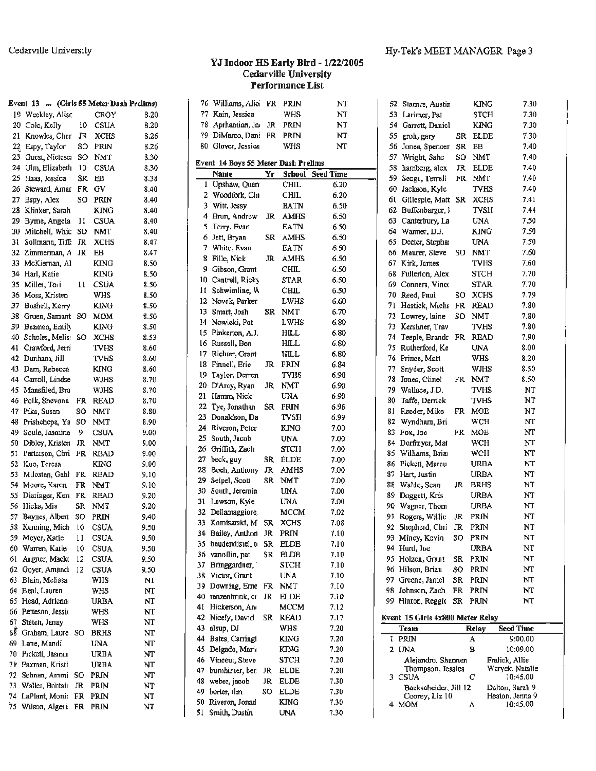# YJ Indoor HS Early Bird - 1/22/2005
## Cedarville University
## Performance List

### Event 13 ... (Girls 55 Meter Dash Prelims)

| # | Name | Yr | School | Seed Time |
|---|---|---|---|---|
| 19 | Weckley, Alisc | | CROY | 8.20 |
| 20 | Cole, Kelly | 10 | CSUA | 8.20 |
| 21 | Knowles, Cher | JR | XCHS | 8.26 |
| 22 | Espy, Taylor | SO | PRIN | 8.26 |
| 23 | Guest, Nietese | SO | NMT | 8.30 |
| 24 | Ulm, Elizabeth | 10 | CSUA | 8.30 |
| 25 | Haas, Jessica | SR | EB | 8.38 |
| 26 | Steward, Amar | FR | GV | 8.40 |
| 27 | Espy, Alex | SO | PRIN | 8.40 |
| 28 | Klinker, Sarah | | KING | 8.40 |
| 29 | Byrne, Angela | 11 | CSUA | 8.40 |
| 30 | Mitchell, Whit | SO | NMT | 8.40 |
| 31 | Sollmann, Tiff | JR | XCHS | 8.47 |
| 32 | Zimmerman, A | JR | EB | 8.47 |
| 33 | McKiernan, Al | | KING | 8.50 |
| 34 | Hart, Katie | | KING | 8.50 |
| 35 | Miller, Tori | 11 | CSUA | 8.50 |
| 36 | Moss, Kristen | | WHS | 8.50 |
| 37 | Boshell, Kerry | | KING | 8.50 |
| 38 | Gruen, Samant | SO | MOM | 8.50 |
| 39 | Bezmen, Emily | | KING | 8.50 |
| 40 | Scholes, Melis | SO | XCHS | 8.53 |
| 41 | Crawford, Jerri | | TVHS | 8.60 |
| 42 | Dunham, Jill | | TVHS | 8.60 |
| 43 | Dam, Rebecca | | KING | 8.60 |
| 44 | Carroll, Lindse | | WJHS | 8.70 |
| 45 | Mansfiled, Bra | | WJHS | 8.70 |
| 46 | Polk, Shevona | FR | READ | 8.70 |
| 47 | Pike, Susan | SO | NMT | 8.80 |
| 48 | Prishchepa, Ya | SO | NMT | 8.90 |
| 49 | Soule, Jasmine | 9 | CSUA | 9.00 |
| 50 | Dibley, Kristen | JR | NMT | 9.00 |
| 51 | Patterson, Chri | FR | READ | 9.00 |
| 52 | Kuo, Teresa | | KING | 9.00 |
| 53 | Milostan, Gabl | FR | READ | 9.10 |
| 54 | Moore, Karen | FR | NMT | 9.10 |
| 55 | Dieringer, Ken | FR | READ | 9.20 |
| 56 | Hicks, Mia | SR | NMT | 9.20 |
| 57 | Baynes, Albert | SO | PRIN | 9.40 |
| 58 | Kenning, Mich | 10 | CSUA | 9.50 |
| 59 | Meyer, Katie | 11 | CSUA | 9.50 |
| 60 | Warren, Katie | 10 | CSUA | 9.50 |
| 61 | Angner, Macke | 12 | CSUA | 9.50 |
| 62 | Goyer, Amand | 12 | CSUA | 9.50 |
| 63 | Blain, Melissa | | WHS | NT |
| 64 | Beal, Lauren | | WHS | NT |
| 65 | Head, Adrienn | | URBA | NT |
| 66 | Patteson, Jessi | | WHS | NT |
| 67 | Staten, Janay | | WHS | NT |
| 68 | Graham, Laure | SO | BRHS | NT |
| 69 | Lane, Mandi | | UNA | NT |
| 70 | Pickett, Jasmin | | URBA | NT |
| 71 | Paxman, Kristi | | URBA | NT |
| 72 | Selman, Ammi | SO | PRIN | NT |
| 73 | Waller, Brittai | JR | PRIN | NT |
| 74 | LaPlant, Moni | FR | PRIN | NT |
| 75 | Wilson, Algeri | FR | PRIN | NT |
| 76 | Williams, Alici | FR | PRIN | NT |
| 77 | Kain, Jessica | | WHS | NT |
| 78 | Aprhamian, Ja | JR | PRIN | NT |
| 79 | DiMarco, Dani | FR | PRIN | NT |
| 80 | Glover, Jessica | | WHS | NT |

### Event 14 Boys 55 Meter Dash Prelims

| # | Name | Yr | School | Seed Time |
|---|---|---|---|---|
| 1 | Upshaw, Quen | | CHIL | 6.20 |
| 2 | Woodfork, Chi | | CHIL | 6.20 |
| 3 | Witt, Jessy | | EATN | 6.50 |
| 4 | Brun, Andrew | JR | AMHS | 6.50 |
| 5 | Terry, Evan | | EATN | 6.50 |
| 6 | Jett, Bryan | SR | AMHS | 6.50 |
| 7 | White, Evan | | EATN | 6.50 |
| 8 | Fille, Nick | JR | AMHS | 6.50 |
| 9 | Gibson, Grant | | CHIL | 6.50 |
| 10 | Cantrell, Ricky | | STAR | 6.50 |
| 11 | Schwimline, W | | CHIL | 6.50 |
| 12 | Novak, Parker | | LWHS | 6.60 |
| 13 | Smart, Josh | SR | NMT | 6.70 |
| 14 | Nowicki, Pat | | LWHS | 6.80 |
| 15 | Pinkerton, A.J. | | HILL | 6.80 |
| 16 | Russell, Ben | | HILL | 6.80 |
| 17 | Richter, Grant | | HILL | 6.80 |
| 18 | Finnell, Eric | JR | PRIN | 6.84 |
| 19 | Taylor, Derron | | TVHS | 6.90 |
| 20 | D'Arcy, Ryan | JR | NMT | 6.90 |
| 21 | Hamm, Nick | | UNA | 6.90 |
| 22 | Tye, Jonathan | SR | PRIN | 6.96 |
| 23 | Donaldson, Da | | TVSH | 6.99 |
| 24 | Riveron, Peter | | KING | 7.00 |
| 25 | South, Jacob | | UNA | 7.00 |
| 26 | Griffith, Zach | | STCH | 7.00 |
| 27 | beck, guy | SR | ELDE | 7.00 |
| 28 | Boch, Anthony | JR | AMHS | 7.00 |
| 29 | Seipel, Scott | SR | NMT | 7.00 |
| 30 | South, Jeremia | | UNA | 7.00 |
| 31 | Lawson, Kyle | | UNA | 7.00 |
| 32 | Dellamaggiore, | | MCCM | 7.02 |
| 33 | Komisarski, M | SR | XCHS | 7.08 |
| 34 | Bailey, Anthon | JR | PRIN | 7.10 |
| 35 | baudendistel, t | SR | ELDE | 7.10 |
| 36 | vanoflin, pat | SR | ELDE | 7.10 |
| 37 | Bringgardner, | | STCH | 7.10 |
| 38 | Victor, Grant | | UNA | 7.10 |
| 39 | Downing, Eme | FR | NMT | 7.10 |
| 40 | renzenbrink, c | JR | ELDE | 7.10 |
| 41 | Hickerson, An | | MCCM | 7.12 |
| 42 | Nicely, David | SR | READ | 7.17 |
| 43 | alsup, DJ | | WHS | 7.20 |
| 44 | Bates, Carringt | | KING | 7.20 |
| 45 | Delgado, Mari | | KING | 7.20 |
| 46 | Vinceut, Steve | | STCH | 7.20 |
| 47 | burnhimer, ber | JR | ELDE | 7.20 |
| 48 | weber, jacob | JR | ELDE | 7.30 |
| 49 | berter, tim | SO | ELDE | 7.30 |
| 50 | Riveron, Jonatl | | KING | 7.30 |
| 51 | Smith, Dustin | | UNA | 7.30 |
| 52 | Starnes, Austin | | KING | 7.30 |
| 53 | Larimer, Pat | | STCH | 7.30 |
| 54 | Garrett, Daniel | | KING | 7.30 |
| 55 | groh, gary | SR | ELDE | 7.30 |
| 56 | Jones, Spencer | SR | EB | 7.40 |
| 57 | Wright, Sahe | SO | NMT | 7.40 |
| 58 | hamberg, alex | JR | ELDE | 7.40 |
| 59 | Seege, Terrell | FR | NMT | 7.40 |
| 60 | Jackson, Kyle | | TVHS | 7.40 |
| 61 | Gillespie, Matt | SR | XCHS | 7.41 |
| 62 | Buffenbarger, l | | TVSH | 7.44 |
| 63 | Canterbury, La | | UNA | 7.50 |
| 64 | Wanner, D.J. | | KING | 7.50 |
| 65 | Deeter, Stephai | | UNA | 7.50 |
| 66 | Maurer, Steve | SO | NMT | 7.60 |
| 67 | Kirk, James | | TVHS | 7.60 |
| 68 | Fullerton, Alex | | STCH | 7.70 |
| 69 | Conners, Vince | | STAR | 7.70 |
| 70 | Reed, Paul | SO | XCHS | 7.79 |
| 71 | Hostick, Mich | FR | READ | 7.80 |
| 72 | Lowrey, laine | SO | NMT | 7.80 |
| 73 | Kershner, Trav | | TVHS | 7.80 |
| 74 | Teeple, Brande | FR | READ | 7.90 |
| 75 | Rutherford, Ke | | UNA | 8.00 |
| 76 | Prince, Matt | | WHS | 8.20 |
| 77 | Snyder, Scott | | WJHS | 8.50 |
| 78 | Jones, Clinel | FR | NMT | 8.50 |
| 79 | Wallace, J.D. | | TVHS | NT |
| 80 | Taffe, Derrick | | TVHS | NT |
| 81 | Reeder, Mike | FR | MOE | NT |
| 82 | Wyndham, Bri | | WCH | NT |
| 83 | Fox, Joe | FR | MOE | NT |
| 84 | Dorfmyer, Mat | | WCH | NT |
| 85 | Williams, Brial | | WCH | NT |
| 86 | Pickett, Marcu | | URBA | NT |
| 87 | Hart, Justin | | URBA | NT |
| 88 | Waldo, Sean | JR | BRHS | NT |
| 89 | Doggett, Kris | | URBA | NT |
| 90 | Wagner, Thom | | URBA | NT |
| 91 | Rogers, Willie | JR | PRIN | NT |
| 92 | Shepherd, Chri | JR | PRIN | NT |
| 93 | Mincy, Kevin | SO | PRIN | NT |
| 94 | Hurd, Joe | | URBA | NT |
| 95 | Holzen, Grant | SR | PRIN | NT |
| 96 | Hilson, Brian | SO | PRIN | NT |
| 97 | Greene, Jamel | SR | PRIN | NT |
| 98 | Johnson, Zach | FR | PRIN | NT |
| 99 | Hinton, Reggie | SR | PRIN | NT |

### Event 15 Girls 4x800 Meter Relay

| # | Team | Relay | Seed Time |
|---|---|---|---|
| 1 | PRIN | A | 9:00.00 |
| 2 | UNA | B | 10:09.00 |
| | Alejandro, Shannon; Thompson, Jessica | Fralick, Allie; Waryck, Natalie | |
| 3 | CSUA | C | 10:45.00 |
| | Backscheider, Jill 12; Coorey, Liz 10 | Dalton, Sarah 9; Heaton, Jenna 9 | |
| 4 | MOM | A | 10:45.00 |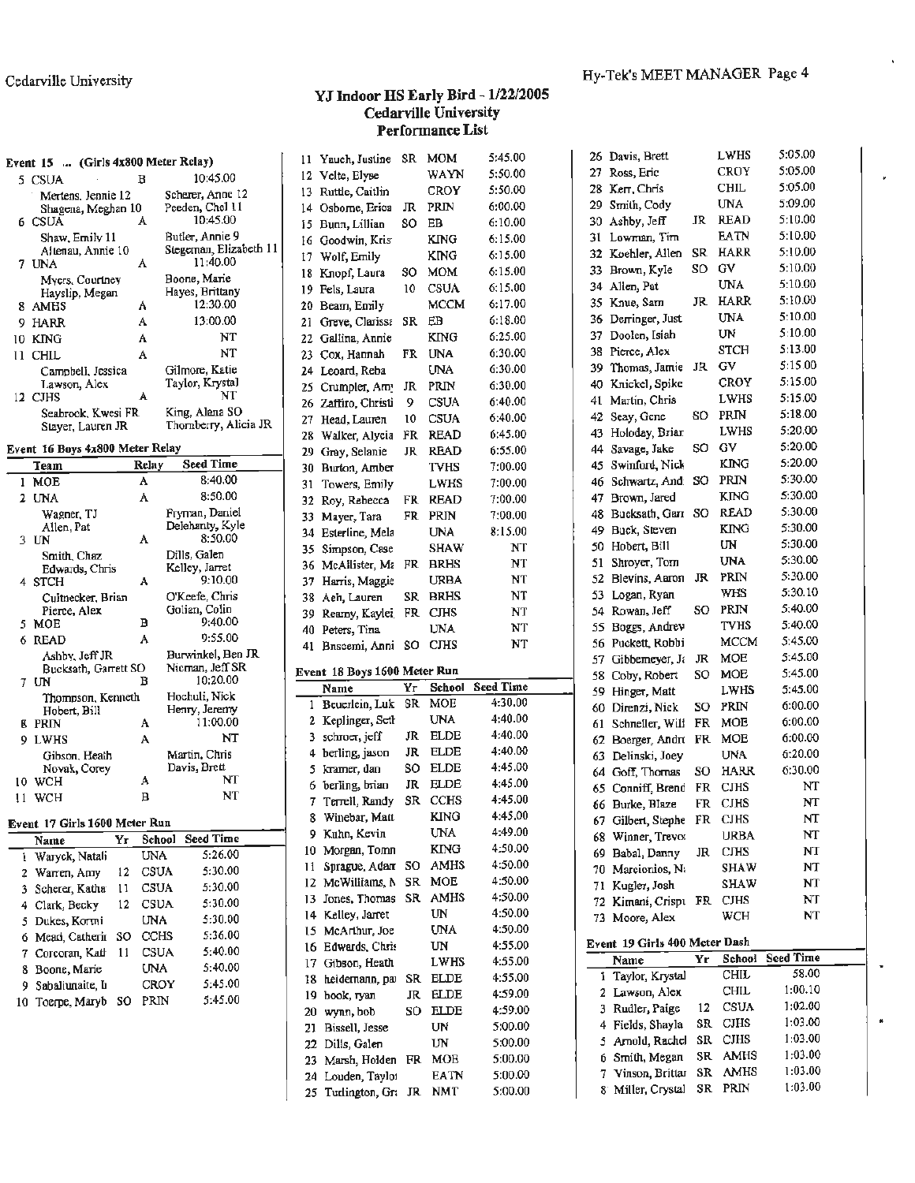## YJ Indoor HS Early Bird - 1/22/2005
## Cedarville University
## Performance List

### Event 15 ... (Girls 4x800 Meter Relay)

| | Team | Relay | Seed Time |
|---|---|---|---|
| 5 | CSUA | B | 10:45.00 |
| | Mertens, Jennie 12 / Shagena, Meghan 10 | | Scherer, Anne 12 / Peeden, Chel 11 |
| 6 | CSUA | A | 10:45.00 |
| | Shaw, Emily 11 / Altenau, Annie 10 | | Butler, Annie 9 / Stegeman, Elizabeth 11 |
| 7 | UNA | A | 11:40.00 |
| | Myers, Courtney / Hayslip, Megan | | Boone, Marie / Hayes, Brittany |
| 8 | AMHS | A | 12:30.00 |
| 9 | HARR | A | 13:00.00 |
| 10 | KING | A | NT |
| 11 | CHIL | A | NT |
| | Campbell, Jessica / Lawson, Alex | | Gilmore, Katie / Taylor, Krystal |
| 12 | CJHS | A | NT |
| | Seabrook, Kwesi FR / Stayer, Lauren JR | | King, Alana SO / Thornberry, Alicia JR |

### Event 16 Boys 4x800 Meter Relay

| | Team | Relay | Seed Time |
|---|---|---|---|
| 1 | MOE | A | 8:40.00 |
| 2 | UNA | A | 8:50.00 |
| | Wagner, TJ / Allen, Pat | | Fryman, Daniel / Delehanty, Kyle |
| 3 | UN | A | 8:50.00 |
| | Smith, Chaz / Edwards, Chris | | Dills, Galen / Kelley, Jarret |
| 4 | STCH | A | 9:10.00 |
| | Cultnecker, Brian / Pierce, Alex | | O'Keefe, Chris / Golian, Colin |
| 5 | MOE | B | 9:40.00 |
| 6 | READ | A | 9:55.00 |
| | Ashby, Jeff JR / Bucksath, Garrett SO | | Burwinkel, Ben JR / Nieman, Jeff SR |
| 7 | UN | B | 10:20.00 |
| | Thompson, Kenneth / Hobert, Bill | | Hochuli, Nick / Henry, Jeremy |
| 8 | PRIN | A | 11:00.00 |
| 9 | LWHS | A | NT |
| | Gibson, Heath / Novak, Corey | | Martin, Chris / Davis, Brett |
| 10 | WCH | A | NT |
| 11 | WCH | B | NT |

### Event 17 Girls 1600 Meter Run

| | Name | Yr | School | Seed Time |
|---|---|---|---|---|
| 1 | Waryck, Natali | | UNA | 5:26.00 |
| 2 | Warren, Amy | 12 | CSUA | 5:30.00 |
| 3 | Scherer, Katha | 11 | CSUA | 5:30.00 |
| 4 | Clark, Becky | 12 | CSUA | 5:30.00 |
| 5 | Dukes, Kormi | | UNA | 5:30.00 |
| 6 | Mead, Catherin | SO | CCHS | 5:36.00 |
| 7 | Corcoran, Katl | 11 | CSUA | 5:40.00 |
| 8 | Boone, Marie | | UNA | 5:40.00 |
| 9 | Sabaliunaite, I | | CROY | 5:45.00 |
| 10 | Toerpe, Maryb | SO | PRIN | 5:45.00 |
| 11 | Yauch, Justine | SR | MOM | 5:45.00 |
| 12 | Velte, Elyse | | WAYN | 5:50.00 |
| 13 | Ruttle, Caitlin | | CROY | 5:50.00 |
| 14 | Osborne, Erica | JR | PRIN | 6:00.00 |
| 15 | Bunn, Lillian | SO | EB | 6:10.00 |
| 16 | Goodwin, Kris | | KING | 6:15.00 |
| 17 | Wolf, Emily | | KING | 6:15.00 |
| 18 | Knopf, Laura | SO | MOM | 6:15.00 |
| 19 | Fels, Laura | 10 | CSUA | 6:15.00 |
| 20 | Beam, Emily | | MCCM | 6:17.00 |
| 21 | Greve, Clarissa | SR | EB | 6:18.00 |
| 22 | Gallina, Annie | | KING | 6:25.00 |
| 23 | Cox, Hannah | FR | UNA | 6:30.00 |
| 24 | Leoard, Reba | | UNA | 6:30.00 |
| 25 | Crumpler, Amy | JR | PRIN | 6:30.00 |
| 26 | Zaffiro, Christi | 9 | CSUA | 6:40.00 |
| 27 | Head, Lauren | 10 | CSUA | 6:40.00 |
| 28 | Walker, Alycia | FR | READ | 6:45.00 |
| 29 | Gray, Selanie | JR | READ | 6:55.00 |
| 30 | Burton, Amber | | TVHS | 7:00.00 |
| 31 | Towers, Emily | | LWHS | 7:00.00 |
| 32 | Roy, Rebecca | FR | READ | 7:00.00 |
| 33 | Mayer, Tara | FR | PRIN | 7:00.00 |
| 34 | Esterline, Mela | | UNA | 8:15.00 |
| 35 | Simpson, Case | | SHAW | NT |
| 36 | McAllister, Ma | FR | BRHS | NT |
| 37 | Harris, Maggie | | URBA | NT |
| 38 | Ash, Lauren | SR | BRHS | NT |
| 39 | Reamy, Kaylei | FR | CJHS | NT |
| 40 | Peters, Tina | | UNA | NT |
| 41 | Bnscemi, Anni | SO | CJHS | NT |

### Event 18 Boys 1600 Meter Run

| | Name | Yr | School | Seed Time |
|---|---|---|---|---|
| 1 | Beuerlein, Luk | SR | MOE | 4:30.00 |
| 2 | Keplinger, Scott | | UNA | 4:40.00 |
| 3 | schroer, jeff | JR | ELDE | 4:40.00 |
| 4 | berling, jason | JR | ELDE | 4:40.00 |
| 5 | kramer, dan | SO | ELDE | 4:45.00 |
| 6 | berling, brian | JR | ELDE | 4:45.00 |
| 7 | Terrell, Randy | SR | CCHS | 4:45.00 |
| 8 | Winebar, Matt | | KING | 4:45.00 |
| 9 | Kuhn, Kevin | | UNA | 4:49.00 |
| 10 | Morgan, Tomm | | KING | 4:50.00 |
| 11 | Sprague, Adam | SO | AMHS | 4:50.00 |
| 12 | McWilliams, N | SR | MOE | 4:50.00 |
| 13 | Jones, Thomas | SR | AMHS | 4:50.00 |
| 14 | Kelley, Jarret | | UN | 4:50.00 |
| 15 | McArthur, Joe | | UNA | 4:50.00 |
| 16 | Edwards, Chris | | UN | 4:55.00 |
| 17 | Gibson, Heath | | LWHS | 4:55.00 |
| 18 | heidemann, pa | SR | ELDE | 4:55.00 |
| 19 | hook, ryan | JR | ELDE | 4:59.00 |
| 20 | wynn, bob | SO | ELDE | 4:59.00 |
| 21 | Bissell, Jesse | | UN | 5:00.00 |
| 22 | Dills, Galen | | UN | 5:00.00 |
| 23 | Marsh, Holden | FR | MOE | 5:00.00 |
| 24 | Louden, Taylor | | EATN | 5:00.00 |
| 25 | Turlington, Gr | JR | NMT | 5:00.00 |
| 26 | Davis, Brett | | LWHS | 5:05.00 |
| 27 | Ross, Eric | | CROY | 5:05.00 |
| 28 | Kerr, Chris | | CHIL | 5:05.00 |
| 29 | Smith, Cody | | UNA | 5:09.00 |
| 30 | Ashby, Jeff | JR | READ | 5:10.00 |
| 31 | Lowman, Tim | | EATN | 5:10.00 |
| 32 | Koehler, Allen | SR | HARR | 5:10.00 |
| 33 | Brown, Kyle | SO | GV | 5:10.00 |
| 34 | Allen, Pat | | UNA | 5:10.00 |
| 35 | Knue, Sam | JR | HARR | 5:10.00 |
| 36 | Derringer, Just | | UNA | 5:10.00 |
| 37 | Doolen, Isiah | | UN | 5:10.00 |
| 38 | Pierce, Alex | | STCH | 5:13.00 |
| 39 | Thomas, Jamie | JR | GV | 5:15.00 |
| 40 | Knickel, Spike | | CROY | 5:15.00 |
| 41 | Martin, Chris | | LWHS | 5:15.00 |
| 42 | Seay, Gene | SO | PRIN | 5:18.00 |
| 43 | Holoday, Brian | | LWHS | 5:20.00 |
| 44 | Savage, Jake | SO | GV | 5:20.00 |
| 45 | Swinford, Nick | | KING | 5:20.00 |
| 46 | Schwartz, And | SO | PRIN | 5:30.00 |
| 47 | Brown, Jared | | KING | 5:30.00 |
| 48 | Bucksath, Garr | SO | READ | 5:30.00 |
| 49 | Buck, Steven | | KING | 5:30.00 |
| 50 | Hobert, Bill | | UN | 5:30.00 |
| 51 | Shroyer, Tom | | UNA | 5:30.00 |
| 52 | Blevins, Aaron | JR | PRIN | 5:30.00 |
| 53 | Logan, Ryan | | WHS | 5:30.10 |
| 54 | Rowan, Jeff | SO | PRIN | 5:40.00 |
| 55 | Boggs, Andrew | | TVHS | 5:40.00 |
| 56 | Puckett, Robbi | | MCCM | 5:45.00 |
| 57 | Gibbemeyer, Ja | JR | MOE | 5:45.00 |
| 58 | Coby, Robert | SO | MOE | 5:45.00 |
| 59 | Hinger, Matt | | LWHS | 5:45.00 |
| 60 | Direnzi, Nick | SO | PRIN | 6:00.00 |
| 61 | Schneller, Will | FR | MOE | 6:00.00 |
| 62 | Boerger, Andre | FR | MOE | 6:00.00 |
| 63 | Delinski, Joey | | UNA | 6:20.00 |
| 64 | Goff, Thomas | SO | HARR | 6:30.00 |
| 65 | Conniff, Brend | FR | CJHS | NT |
| 66 | Burke, Blaze | FR | CJHS | NT |
| 67 | Gilbert, Stephe | FR | CJHS | NT |
| 68 | Winner, Trevor | | URBA | NT |
| 69 | Babal, Danny | JR | CJHS | NT |
| 70 | Marcionios, Ni | | SHAW | NT |
| 71 | Kugler, Josh | | SHAW | NT |
| 72 | Kimani, Crispu | FR | CJHS | NT |
| 73 | Moore, Alex | | WCH | NT |

### Event 19 Girls 400 Meter Dash

| | Name | Yr | School | Seed Time |
|---|---|---|---|---|
| 1 | Taylor, Krystal | | CHIL | 58.00 |
| 2 | Lawson, Alex | | CHIL | 1:00.10 |
| 3 | Rudler, Paige | 12 | CSUA | 1:02.00 |
| 4 | Fields, Shayla | SR | CJHS | 1:03.00 |
| 5 | Arnold, Rachel | SR | CJHS | 1:03.00 |
| 6 | Smith, Megan | SR | AMHS | 1:03.00 |
| 7 | Vinson, Brittan | SR | AMHS | 1:03.00 |
| 8 | Miller, Crystal | SR | PRIN | 1:03.00 |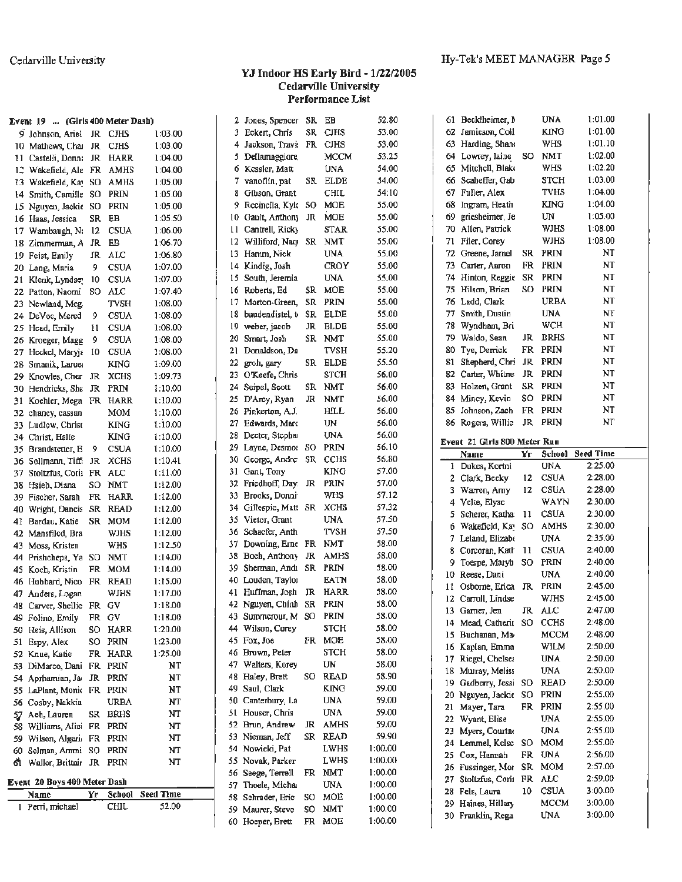## YJ Indoor HS Early Bird - 1/22/2005
### Cedarville University
### Performance List

**Event 19 ... (Girls 400 Meter Dash)**

| | Name | Yr | School | Seed Time |
|---|---|---|---|---|
| 9 | Johnson, Ariel | JR | CJHS | 1:03.00 |
| 10 | Mathews, Char | JR | CJHS | 1:03.00 |
| 11 | Castelli, Donna | JR | HARR | 1:04.00 |
| 12 | Wakefield, Ale | FR | AMHS | 1:04.00 |
| 13 | Wakefield, Kay | SO | AMHS | 1:05.00 |
| 14 | Smith, Camille | SO | PRIN | 1:05.00 |
| 15 | Nguyen, Jackie | SO | PRIN | 1:05.00 |
| 16 | Haas, Jessica | SR | EB | 1:05.50 |
| 17 | Wambaugh, N | 12 | CSUA | 1:06.00 |
| 18 | Zimmerman, A | JR | EB | 1:06.70 |
| 19 | Feist, Emily | JR | ALC | 1:06.80 |
| 20 | Lang, Maria | 9 | CSUA | 1:07.00 |
| 21 | Klenk, Lyndsey | 10 | CSUA | 1:07.00 |
| 22 | Patton, Naomi | SO | ALC | 1:07.40 |
| 23 | Newland, Meg | | TVSH | 1:08.00 |
| 24 | DeVoe, Mered | 9 | CSUA | 1:08.00 |
| 25 | Head, Emily | 11 | CSUA | 1:08.00 |
| 26 | Kroeger, Magg | 9 | CSUA | 1:08.00 |
| 27 | Heckel, Maryja | 10 | CSUA | 1:08.00 |
| 28 | Smanik, Laurei | | KING | 1:09.00 |
| 29 | Knowles, Cher | JR | XCHS | 1:09.73 |
| 30 | Hendricks, Sha | JR | PRIN | 1:10.00 |
| 31 | Koehler, Mega | FR | HARR | 1:10.00 |
| 32 | chancy, cassan | | MOM | 1:10.00 |
| 33 | Ludlow, Christ | | KING | 1:10.00 |
| 34 | Christ, Halie | | KING | 1:10.00 |
| 35 | Brandstetter, E | 9 | CSUA | 1:10.00 |
| 36 | Sollmann, Tiff | JR | XCHS | 1:10.41 |
| 37 | Stoltzfus, Cori | FR | ALC | 1:11.00 |
| 38 | Hsieh, Diana | SO | NMT | 1:12.00 |
| 39 | Fischer, Sarah | FR | HARR | 1:12.00 |
| 40 | Wright, Daneis | SR | READ | 1:12.00 |
| 41 | Bardau, Katie | SR | MOM | 1:12.00 |
| 42 | Mansfiled, Bra | | WJHS | 1:12.00 |
| 43 | Moss, Kristen | | WHS | 1:12.50 |
| 44 | Prishchepa, Ya | SO | NMT | 1:14.00 |
| 45 | Koch, Kristin | FR | MOM | 1:14.00 |
| 46 | Hubbard, Nico | FR | READ | 1:15.00 |
| 47 | Anders, Logan | | WJHS | 1:17.00 |
| 48 | Carver, Shellie | FR | GV | 1:18.00 |
| 49 | Folino, Emily | FR | GV | 1:18.00 |
| 50 | Heis, Allison | SO | HARR | 1:20.00 |
| 51 | Espy, Alex | SO | PRIN | 1:23.00 |
| 52 | Knue, Katie | FR | HARR | 1:25.00 |
| 53 | DiMarco, Dani | FR | PRIN | NT |
| 54 | Aprhamian, Ja | JR | PRIN | NT |
| 55 | LaPlant, Monic | FR | PRIN | NT |
| 56 | Cosby, Nakkia | | URBA | NT |
| 57 | Aeh, Lauren | SR | BRHS | NT |
| 58 | Williams, Alici | FR | PRIN | NT |
| 59 | Wilson, Algeri | FR | PRIN | NT |
| 60 | Selman, Ammi | SO | PRIN | NT |
| 61 | Waller, Brittain | JR | PRIN | NT |

**Event 20 Boys 400 Meter Dash**

| | Name | Yr | School | Seed Time |
|---|---|---|---|---|
| 1 | Perri, michael | | CHIL | 52.00 |
| 2 | Jones, Spencer | SR | EB | 52.80 |
| 3 | Eckert, Chris | SR | CJHS | 53.00 |
| 4 | Jackson, Travis | FR | CJHS | 53.00 |
| 5 | Dellamaggiore | | MCCM | 53.25 |
| 6 | Kessler, Matt | | UNA | 54.00 |
| 7 | vanoflin, pat | SR | ELDE | 54.00 |
| 8 | Gibson, Grant | | CHIL | 54.10 |
| 9 | Recinella, Kyle | SO | MOE | 55.00 |
| 10 | Gault, Anthony | JR | MOE | 55.00 |
| 11 | Cantrell, Ricky | | STAR | 55.00 |
| 12 | Williford, Naq | SR | NMT | 55.00 |
| 13 | Hamm, Nick | | UNA | 55.00 |
| 14 | Kindig, Josh | | CROY | 55.00 |
| 15 | South, Jeremia | | UNA | 55.00 |
| 16 | Roberts, Ed | SR | MOE | 55.00 |
| 17 | Morton-Green, | SR | PRIN | 55.00 |
| 18 | baudendistel, t | SR | ELDE | 55.00 |
| 19 | weber, jacob | JR | ELDE | 55.00 |
| 20 | Smart, Josh | SR | NMT | 55.00 |
| 21 | Donaldson, Da | | TVSH | 55.20 |
| 22 | groh, gary | SR | ELDE | 55.50 |
| 23 | O'Keefe, Chris | | STCH | 56.00 |
| 24 | Seipel, Scott | SR | NMT | 56.00 |
| 25 | D'Arcy, Ryan | JR | NMT | 56.00 |
| 26 | Pinkerton, A.J. | | HILL | 56.00 |
| 27 | Edwards, Marc | | UN | 56.00 |
| 28 | Decter, Stepha | | UNA | 56.00 |
| 29 | Layne, Desmo | SO | PRIN | 56.10 |
| 30 | George, Andre | SR | CCHS | 56.80 |
| 31 | Gant, Tony | | KING | 57.00 |
| 32 | Friedhoff, Day | JR | PRIN | 57.00 |
| 33 | Brooks, Donni | | WHS | 57.12 |
| 34 | Gillespie, Matt | SR | XCHS | 57.32 |
| 35 | Vietor, Grant | | UNA | 57.50 |
| 36 | Schaefer, Anth | | TVSH | 57.50 |
| 37 | Downing, Erne | FR | NMT | 58.00 |
| 38 | Boeh, Anthony | JR | AMHS | 58.00 |
| 39 | Sherman, Andi | SR | PRIN | 58.00 |
| 40 | Louden, Taylor | | EATN | 58.00 |
| 41 | Huffman, Josh | JR | HARR | 58.00 |
| 42 | Nguyen, Chinh | SR | PRIN | 58.00 |
| 43 | Summerour, M | SO | PRIN | 58.00 |
| 44 | Wilson, Corey | | STCH | 58.00 |
| 45 | Fox, Joe | FR | MOE | 58.00 |
| 46 | Brown, Peter | | STCH | 58.00 |
| 47 | Walters, Korey | | UN | 58.00 |
| 48 | Haley, Brett | SO | READ | 58.90 |
| 49 | Saul, Clark | | KING | 59.00 |
| 50 | Canterbury, La | | UNA | 59.00 |
| 51 | Houser, Chris | | UNA | 59.00 |
| 52 | Brun, Andrew | JR | AMHS | 59.00 |
| 53 | Nieman, Jeff | SR | READ | 59.90 |
| 54 | Nowicki, Pat | | LWHS | 1:00.00 |
| 55 | Novak, Parker | | LWHS | 1:00.00 |
| 56 | Seege, Terrell | FR | NMT | 1:00.00 |
| 57 | Thoele, Micha | | UNA | 1:00.00 |
| 58 | Schrader, Eric | SO | MOE | 1:00.00 |
| 59 | Maurer, Steve | SO | NMT | 1:00.00 |
| 60 | Hoeper, Brett | FR | MOE | 1:00.00 |
| 61 | Beckltheimer, M | | UNA | 1:01.00 |
| 62 | Jamieson, Coll | | KING | 1:01.00 |
| 63 | Harding, Shan | | WHS | 1:01.10 |
| 64 | Lowrey, laine | SO | NMT | 1:02.00 |
| 65 | Mitchell, Blake | | WHS | 1:02.20 |
| 66 | Scaheffer, Gab | | STCH | 1:03.00 |
| 67 | Fuller, Alex | | TVHS | 1:04.00 |
| 68 | Ingram, Heath | | KING | 1:04.00 |
| 69 | griesheimer, Je | | UN | 1:05.00 |
| 70 | Allen, Patrick | | WJHS | 1:08.00 |
| 71 | Filer, Corey | | WJHS | 1:08.00 |
| 72 | Greene, Jamel | SR | PRIN | NT |
| 73 | Carter, Aaron | FR | PRIN | NT |
| 74 | Hinton, Reggie | SR | PRIN | NT |
| 75 | Hilson, Brian | SO | PRIN | NT |
| 76 | Ladd, Clark | | URBA | NT |
| 77 | Smith, Dustin | | UNA | NT |
| 78 | Wyndham, Bri | | WCH | NT |
| 79 | Waldo, Sean | JR | BRHS | NT |
| 80 | Tye, Derrick | FR | PRIN | NT |
| 81 | Shepherd, Chri | JR | PRIN | NT |
| 82 | Carter, Whitne | JR | PRIN | NT |
| 83 | Holzen, Grant | SR | PRIN | NT |
| 84 | Mincy, Kevin | SO | PRIN | NT |
| 85 | Johnson, Zach | FR | PRIN | NT |
| 86 | Rogers, Willie | JR | PRIN | NT |

**Event 21 Girls 800 Meter Run**

| | Name | Yr | School | Seed Time |
|---|---|---|---|---|
| 1 | Dukes, Kortni | | UNA | 2:25.00 |
| 2 | Clark, Becky | 12 | CSUA | 2:28.00 |
| 3 | Warren, Amy | 12 | CSUA | 2:28.00 |
| 4 | Velte, Elyse | | WAYN | 2:30.00 |
| 5 | Scherer, Katha | 11 | CSUA | 2:30.00 |
| 6 | Wakefield, Kay | SO | AMHS | 2:30.00 |
| 7 | Leland, Elizabe | | UNA | 2:35.00 |
| 8 | Corcoran, Kath | 11 | CSUA | 2:40.00 |
| 9 | Toerpe, Maryb | SO | PRIN | 2:40.00 |
| 10 | Reese, Dani | | UNA | 2:40.00 |
| 11 | Osborne, Erica | JR | PRIN | 2:45.00 |
| 12 | Carroll, Lindse | | WJHS | 2:45.00 |
| 13 | Garner, Jen | JR | ALC | 2:47.00 |
| 14 | Mead, Catheri | SO | CCHS | 2:48.00 |
| 15 | Buchanan, Ma | | MCCM | 2:48.00 |
| 16 | Kaplan, Emma | | WILM | 2:50.00 |
| 17 | Riegel, Chelse | | UNA | 2:50.00 |
| 18 | Murray, Meliss | | UNA | 2:50.00 |
| 19 | Gadberry, Jessi | SO | READ | 2:50.00 |
| 20 | Nguyen, Jackie | SO | PRIN | 2:55.00 |
| 21 | Mayer, Tara | FR | PRIN | 2:55.00 |
| 22 | Wyant, Elise | | UNA | 2:55.00 |
| 23 | Myers, Courtn | | UNA | 2:55.00 |
| 24 | Lemmel, Kelse | SO | MOM | 2:55.00 |
| 25 | Cox, Hannah | FR | UNA | 2:56.00 |
| 26 | Fussinger, Mor | SR | MOM | 2:57.00 |
| 27 | Stoltzfus, Cori | FR | ALC | 2:59.00 |
| 28 | Fels, Laura | 10 | CSUA | 3:00.00 |
| 29 | Haines, Hillary | | MCCM | 3:00.00 |
| 30 | Franklin, Rega | | UNA | 3:00.00 |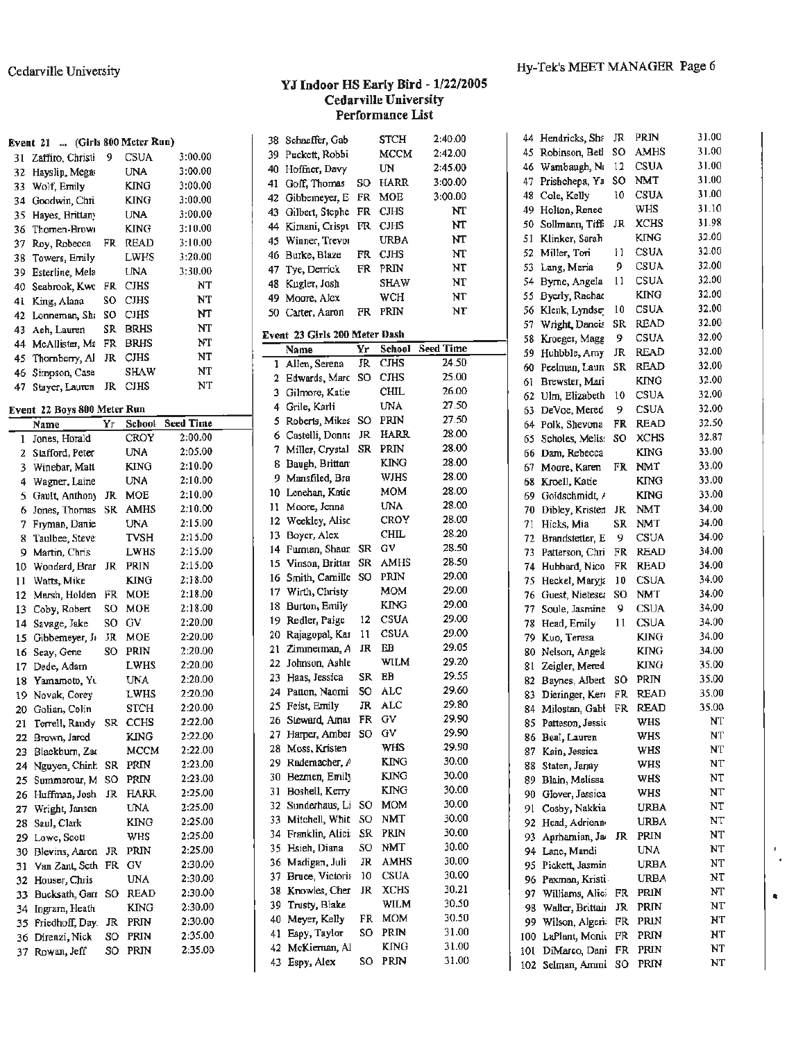# YJ Indoor HS Early Bird - 1/22/2005
## Cedarville University
## Performance List

### Event 21 ... (Girls 800 Meter Run)

| | Name | Yr | School | Seed Time |
|---|---|---|---|---|
| 31 | Zaffiro, Christi | 9 | CSUA | 3:00.00 |
| 32 | Hayslip, Megai | | UNA | 3:00.00 |
| 33 | Wolf, Emily | | KING | 3:00.00 |
| 34 | Goodwin, Chri | | KING | 3:00.00 |
| 35 | Hayes, Brittany | | UNA | 3:00.00 |
| 36 | Thomen-Browi | | KING | 3:10.00 |
| 37 | Roy, Rebecca | FR | READ | 3:10.00 |
| 38 | Towers, Emily | | LWHS | 3:20.00 |
| 39 | Esterline, Mela | | UNA | 3:30.00 |
| 40 | Seabrook, Kwe | FR | CJHS | NT |
| 41 | King, Alana | SO | CJHS | NT |
| 42 | Lonneman, Shi | SO | CJHS | NT |
| 43 | Ash, Lauren | SR | BRHS | NT |
| 44 | McAllister, Ma | FR | BRHS | NT |
| 45 | Thornberry, Al | JR | CJHS | NT |
| 46 | Simpson, Casa | | SHAW | NT |
| 47 | Stayer, Lauren | JR | CJHS | NT |

### Event 22 Boys 800 Meter Run

| | Name | Yr | School | Seed Time |
|---|---|---|---|---|
| 1 | Jones, Herald | | CROY | 2:00.00 |
| 2 | Stafford, Peter | | UNA | 2:05.00 |
| 3 | Winebar, Matt | | KING | 2:10.00 |
| 4 | Wagner, Laine | | UNA | 2:10.00 |
| 5 | Gault, Anthony | JR | MOE | 2:10.00 |
| 6 | Jones, Thomas | SR | AMHS | 2:10.00 |
| 7 | Fryman, Danie | | UNA | 2:15.00 |
| 8 | Taulbee, Steve | | TVSH | 2:15.00 |
| 9 | Martin, Chris | | LWHS | 2:15.00 |
| 10 | Woodard, Brar | JR | PRIN | 2:15.00 |
| 11 | Watts, Mike | | KING | 2:18.00 |
| 12 | Marsh, Holden | FR | MOE | 2:18.00 |
| 13 | Coby, Robert | SO | MOE | 2:18.00 |
| 14 | Savage, Jake | SO | GV | 2:20.00 |
| 15 | Gibbemeyer, Ji | JR | MOE | 2:20.00 |
| 16 | Seay, Gene | SO | PRIN | 2:20.00 |
| 17 | Dede, Adam | | LWHS | 2:20.00 |
| 18 | Yamamoto, Yu | | UNA | 2:20.00 |
| 19 | Novak, Corey | | LWHS | 2:20.00 |
| 20 | Golian, Colin | | STCH | 2:20.00 |
| 21 | Terrell, Randy | SR | CCHS | 2:22.00 |
| 22 | Brown, Jared | | KING | 2:22.00 |
| 23 | Blackburn, Zac | | MCCM | 2:22.00 |
| 24 | Nguyen, Chinh | SR | PRIN | 2:23.00 |
| 25 | Summerour, M | SO | PRIN | 2:23.00 |
| 26 | Huffman, Josh | JR | HARR | 2:25.00 |
| 27 | Wright, Jansen | | UNA | 2:25.00 |
| 28 | Saul, Clark | | KING | 2:25.00 |
| 29 | Lowe, Scott | | WHS | 2:25.00 |
| 30 | Blevins, Aaron | JR | PRIN | 2:25.00 |
| 31 | Van Zant, Seth | FR | GV | 2:30.00 |
| 32 | Houser, Chris | | UNA | 2:30.00 |
| 33 | Bucksath, Garr | SO | READ | 2:30.00 |
| 34 | Ingram, Heath | | KING | 2:30.00 |
| 35 | Friedhoff, Day. | JR | PRIN | 2:30.00 |
| 36 | Direnzi, Nick | SO | PRIN | 2:35.00 |
| 37 | Rowan, Jeff | SO | PRIN | 2:35.00 |
| 38 | Schaeffer, Gab | | STCH | 2:40.00 |
| 39 | Puckett, Robbi | | MCCM | 2:42.00 |
| 40 | Hoffner, Davy | | UN | 2:45.00 |
| 41 | Goff, Thomas | SO | HARR | 3:00.00 |
| 42 | Gibbemeyer, E | FR | MOE | 3:00.00 |
| 43 | Gilbert, Stephe | FR | CJHS | NT |
| 44 | Kimani, Crispi | FR | CJHS | NT |
| 45 | Winner, Trevor | | URBA | NT |
| 46 | Burke, Blaze | FR | CJHS | NT |
| 47 | Tye, Derrick | FR | PRIN | NT |
| 48 | Kugler, Josh | | SHAW | NT |
| 49 | Moore, Alex | | WCH | NT |
| 50 | Carter, Aaron | FR | PRIN | NT |

### Event 23 Girls 200 Meter Dash

| | Name | Yr | School | Seed Time |
|---|---|---|---|---|
| 1 | Allen, Serena | JR | CJHS | 24.50 |
| 2 | Edwards, Marc | SO | CJHS | 25.00 |
| 3 | Gilmore, Katie | | CHIL | 26.00 |
| 4 | Grile, Karli | | UNA | 27.50 |
| 5 | Roberts, Mikea | SO | PRIN | 27.50 |
| 6 | Castelli, Donna | JR | HARR | 28.00 |
| 7 | Miller, Crystal | SR | PRIN | 28.00 |
| 8 | Baugh, Brittan | | KING | 28.00 |
| 9 | Mansfiled, Bra | | WJHS | 28.00 |
| 10 | Lenehan, Katie | | MOM | 28.00 |
| 11 | Moore, Jenna | | UNA | 28.00 |
| 12 | Weekley, Alisc | | CROY | 28.00 |
| 13 | Boyer, Alex | | CHIL | 28.20 |
| 14 | Furman, Shaun | SR | GV | 28.50 |
| 15 | Vinson, Brittar | SR | AMHS | 28.50 |
| 16 | Smith, Camille | SO | PRIN | 29.00 |
| 17 | Wirth, Christy | | MOM | 29.00 |
| 18 | Burton, Emily | | KING | 29.00 |
| 19 | Redler, Paige | 12 | CSUA | 29.00 |
| 20 | Rajagopal, Kar | 11 | CSUA | 29.00 |
| 21 | Zimmerman, A | JR | EB | 29.05 |
| 22 | Johnson, Ashle | | WILM | 29.20 |
| 23 | Haas, Jessica | SR | EB | 29.55 |
| 24 | Patton, Naomi | SO | ALC | 29.60 |
| 25 | Feist, Emily | JR | ALC | 29.80 |
| 26 | Steward, Amar | FR | GV | 29.90 |
| 27 | Harper, Amber | SO | GV | 29.90 |
| 28 | Moss, Kristen | | WHS | 29.90 |
| 29 | Rademacher, A | | KING | 30.00 |
| 30 | Bezmen, Emily | | KING | 30.00 |
| 31 | Boshell, Kerry | | KING | 30.00 |
| 32 | Sunderhaus, Li | SO | MOM | 30.00 |
| 33 | Mitchell, Whit | SO | NMT | 30.00 |
| 34 | Franklin, Alici | SR | PRIN | 30.00 |
| 35 | Hsieh, Diana | SO | NMT | 30.00 |
| 36 | Madigan, Juli | JR | AMHS | 30.00 |
| 37 | Bruce, Victoria | 10 | CSUA | 30.00 |
| 38 | Knowles, Cher | JR | XCHS | 30.21 |
| 39 | Trusty, Blake | | WILM | 30.50 |
| 40 | Meyer, Kelly | FR | MOM | 30.50 |
| 41 | Espy, Taylor | SO | PRIN | 31.00 |
| 42 | McKiernan, Al | | KING | 31.00 |
| 43 | Espy, Alex | SO | PRIN | 31.00 |
| 44 | Hendricks, She | JR | PRIN | 31.00 |
| 45 | Robinson, Betl | SO | AMHS | 31.00 |
| 46 | Wambaugh, Ni | 12 | CSUA | 31.00 |
| 47 | Prishchepa, Ya | SO | NMT | 31.00 |
| 48 | Cole, Kelly | 10 | CSUA | 31.00 |
| 49 | Holton, Renee | | WHS | 31.10 |
| 50 | Sollmann, Tiffi | JR | XCHS | 31.98 |
| 51 | Klinker, Sarah | | KING | 32.00 |
| 52 | Miller, Tori | 11 | CSUA | 32.00 |
| 53 | Lang, Maria | 9 | CSUA | 32.00 |
| 54 | Byrne, Angela | 11 | CSUA | 32.00 |
| 55 | Byerly, Rachac | | KING | 32.00 |
| 56 | Klenk, Lyndse | 10 | CSUA | 32.00 |
| 57 | Wright, Daneis | SR | READ | 32.00 |
| 58 | Kroeger, Magg | 9 | CSUA | 32.00 |
| 59 | Hubbble, Amy | JR | READ | 32.00 |
| 60 | Peelman, Laur | SR | READ | 32.00 |
| 61 | Brewster, Mari | | KING | 32.00 |
| 62 | Ulm, Elizabeth | 10 | CSUA | 32.00 |
| 63 | DeVoe, Mered | 9 | CSUA | 32.00 |
| 64 | Polk, Shevona | FR | READ | 32.50 |
| 65 | Scholes, Melis | SO | XCHS | 32.87 |
| 66 | Dam, Rebecca | | KING | 33.00 |
| 67 | Moore, Karen | FR | NMT | 33.00 |
| 68 | Kroell, Katie | | KING | 33.00 |
| 69 | Goldschmidt, A | | KING | 33.00 |
| 70 | Dibley, Kristen | JR | NMT | 34.00 |
| 71 | Hicks, Mia | SR | NMT | 34.00 |
| 72 | Brandstetter, E | 9 | CSUA | 34.00 |
| 73 | Patterson, Chri | FR | READ | 34.00 |
| 74 | Hubbard, Nico | FR | READ | 34.00 |
| 75 | Heckel, Maryja | 10 | CSUA | 34.00 |
| 76 | Guest, Nietese | SO | NMT | 34.00 |
| 77 | Soule, Jasmine | 9 | CSUA | 34.00 |
| 78 | Head, Emily | 11 | CSUA | 34.00 |
| 79 | Kuo, Teresa | | KING | 34.00 |
| 80 | Nelson, Angela | | KING | 34.00 |
| 81 | Zeigler, Mered | | KING | 35.00 |
| 82 | Baynes, Albert | SO | PRIN | 35.00 |
| 83 | Dieringer, Keri | FR | READ | 35.00 |
| 84 | Milostan, Gabt | FR | READ | 35.00 |
| 85 | Patteson, Jessic | | WHS | NT |
| 86 | Beal, Lauren | | WHS | NT |
| 87 | Kain, Jessica | | WHS | NT |
| 88 | Staten, Janay | | WHS | NT |
| 89 | Blain, Melissa | | WHS | NT |
| 90 | Glover, Jessica | | WHS | NT |
| 91 | Cosby, Nakkia | | URBA | NT |
| 92 | Head, Adrienn | | URBA | NT |
| 93 | Aprhamian, Ja | JR | PRIN | NT |
| 94 | Lane, Mandi | | UNA | NT |
| 95 | Pickett, Jasmin | | URBA | NT |
| 96 | Paxman, Kristi | | URBA | NT |
| 97 | Williams, Alici | FR | PRIN | NT |
| 98 | Walker, Brittair | JR | PRIN | NT |
| 99 | Wilson, Algeri | FR | PRIN | NT |
| 100 | LaPlant, Monic | FR | PRIN | NT |
| 101 | DiMarco, Dani | FR | PRIN | NT |
| 102 | Selman, Ammi | SO | PRIN | NT |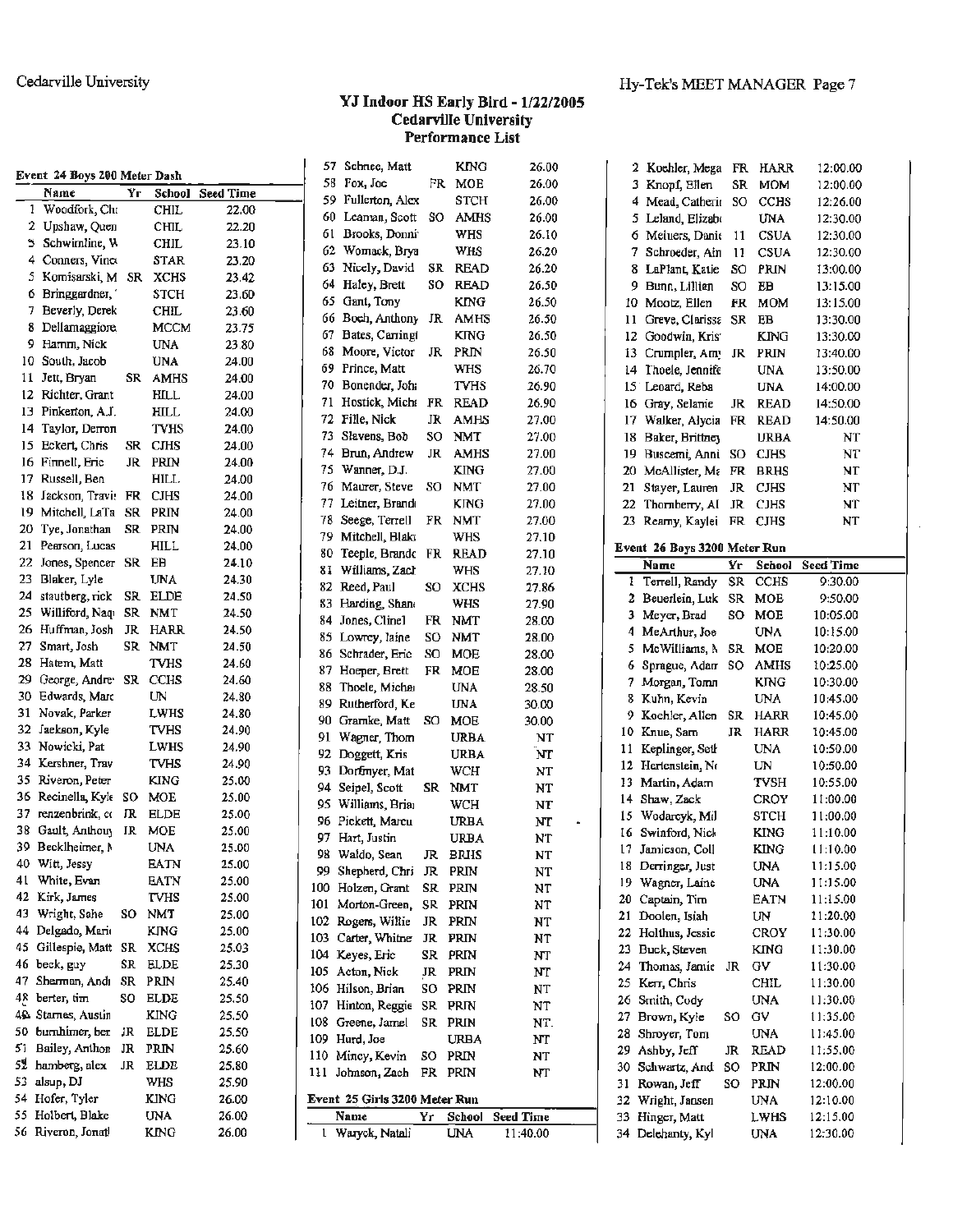## YJ Indoor HS Early Bird - 1/22/2005
## Cedarville University
## Performance List

### Event 24 Boys 200 Meter Dash

| | Name | Yr | School | Seed Time |
|---|---|---|---|---|
| 1 | Woodfork, Chi | | CHIL | 22.00 |
| 2 | Upshaw, Quen | | CHIL | 22.20 |
| 3 | Schwimline, W | | CHIL | 23.10 |
| 4 | Conners, Vince | | STAR | 23.20 |
| 5 | Komisarski, M | SR | XCHS | 23.42 |
| 6 | Bringgardner, | | STCH | 23.60 |
| 7 | Beverly, Derek | | CHIL | 23.60 |
| 8 | Dellamaggiore | | MCCM | 23.75 |
| 9 | Hamm, Nick | | UNA | 23.80 |
| 10 | South, Jacob | | UNA | 24.00 |
| 11 | Jett, Bryan | SR | AMHS | 24.00 |
| 12 | Richter, Grant | | HILL | 24.00 |
| 13 | Pinkerton, A.J. | | HILL | 24.00 |
| 14 | Taylor, Derron | | TVHS | 24.00 |
| 15 | Eckert, Chris | SR | CJHS | 24.00 |
| 16 | Finnell, Eric | JR | PRIN | 24.00 |
| 17 | Russell, Ben | | HILL | 24.00 |
| 18 | Jackson, Travis | FR | CJHS | 24.00 |
| 19 | Mitchell, LaTa | SR | PRIN | 24.00 |
| 20 | Tye, Jonathan | SR | PRIN | 24.00 |
| 21 | Pearson, Lucas | | HILL | 24.00 |
| 22 | Jones, Spencer | SR | EB | 24.10 |
| 23 | Blaker, Lyle | | UNA | 24.30 |
| 24 | stautberg, rick | SR | ELDE | 24.50 |
| 25 | Williford, Naqi | SR | NMT | 24.50 |
| 26 | Huffman, Josh | JR | HARR | 24.50 |
| 27 | Smart, Josh | SR | NMT | 24.50 |
| 28 | Hatem, Matt | | TVHS | 24.60 |
| 29 | George, Andre | SR | CCHS | 24.60 |
| 30 | Edwards, Marc | | UN | 24.80 |
| 31 | Novak, Parker | | LWHS | 24.80 |
| 32 | Jackson, Kyle | | TVHS | 24.90 |
| 33 | Nowicki, Pat | | LWHS | 24.90 |
| 34 | Kershner, Trav | | TVHS | 24.90 |
| 35 | Riveron, Peter | | KING | 25.00 |
| 36 | Recinella, Kyle | SO | MOE | 25.00 |
| 37 | renzenbrink, cc | JR | ELDE | 25.00 |
| 38 | Gault, Anthony | JR | MOE | 25.00 |
| 39 | Becklheimer, M | | UNA | 25.00 |
| 40 | Witt, Jessy | | EATN | 25.00 |
| 41 | White, Evan | | EATN | 25.00 |
| 42 | Kirk, James | | TVHS | 25.00 |
| 43 | Wright, Sahe | SO | NMT | 25.00 |
| 44 | Delgado, Mario | | KING | 25.00 |
| 45 | Gillespie, Matt | SR | XCHS | 25.03 |
| 46 | beck, guy | SR | ELDE | 25.30 |
| 47 | Sherman, Andi | SR | PRIN | 25.40 |
| 48 | berter, tim | SO | ELDE | 25.50 |
| 49 | Starnes, Austin | | KING | 25.50 |
| 50 | burnhimer, ber | JR | ELDE | 25.50 |
| 51 | Bailey, Anthon | JR | PRIN | 25.60 |
| 52 | hamberg, alex | JR | ELDE | 25.80 |
| 53 | alsup, DJ | | WHS | 25.90 |
| 54 | Hofer, Tyler | | KING | 26.00 |
| 55 | Holbert, Blake | | UNA | 26.00 |
| 56 | Riveron, Jonatl | | KING | 26.00 |
| 57 | Schnee, Matt | | KING | 26.00 |
| 58 | Fox, Joe | FR | MOE | 26.00 |
| 59 | Fullerton, Alex | | STCH | 26.00 |
| 60 | Leaman, Scott | SO | AMHS | 26.00 |
| 61 | Brooks, Donni | | WHS | 26.10 |
| 62 | Womack, Brya | | WHS | 26.20 |
| 63 | Nicely, David | SR | READ | 26.20 |
| 64 | Haley, Brett | SO | READ | 26.50 |
| 65 | Gant, Tony | | KING | 26.50 |
| 66 | Boch, Anthony | JR | AMHS | 26.50 |
| 67 | Bates, Carringt | | KING | 26.50 |
| 68 | Moore, Victor | JR | PRIN | 26.50 |
| 69 | Prince, Matt | | WHS | 26.70 |
| 70 | Bonender, John | | TVHS | 26.90 |
| 71 | Hostick, Michi | FR | READ | 26.90 |
| 72 | Fille, Nick | JR | AMHS | 27.00 |
| 73 | Slavens, Bob | SO | NMT | 27.00 |
| 74 | Brun, Andrew | JR | AMHS | 27.00 |
| 75 | Wanner, D.J. | | KING | 27.00 |
| 76 | Maurer, Steve | SO | NMT | 27.00 |
| 77 | Leitner, Brand | | KING | 27.00 |
| 78 | Seege, Terrell | FR | NMT | 27.00 |
| 79 | Mitchell, Blak | | WHS | 27.10 |
| 80 | Teeple, Brandc | FR | READ | 27.10 |
| 81 | Williams, Zach | | WHS | 27.10 |
| 82 | Reed, Paul | SO | XCHS | 27.86 |
| 83 | Harding, Shan | | WHS | 27.90 |
| 84 | Jones, Clinel | FR | NMT | 28.00 |
| 85 | Lowrey, Iaine | SO | NMT | 28.00 |
| 86 | Schrader, Eric | SO | MOE | 28.00 |
| 87 | Hoeper, Brett | FR | MOE | 28.00 |
| 88 | Thoele, Michae | | UNA | 28.50 |
| 89 | Rutherford, Ke | | UNA | 30.00 |
| 90 | Gramke, Matt | SO | MOE | 30.00 |
| 91 | Wagner, Thom | | URBA | NT |
| 92 | Doggett, Kris | | URBA | NT |
| 93 | Dorfmyer, Mat | | WCH | NT |
| 94 | Seipel, Scott | SR | NMT | NT |
| 95 | Williams, Brian | | WCH | NT |
| 96 | Pickett, Marcu | | URBA | NT |
| 97 | Hart, Justin | | URBA | NT |
| 98 | Waldo, Sean | JR | BRHS | NT |
| 99 | Shepherd, Chri | JR | PRIN | NT |
| 100 | Holzen, Grant | SR | PRIN | NT |
| 101 | Morton-Green, | SR | PRIN | NT |
| 102 | Rogers, Willie | JR | PRIN | NT |
| 103 | Carter, Whitne | JR | PRIN | NT |
| 104 | Keyes, Eric | SR | PRIN | NT |
| 105 | Acton, Nick | JR | PRIN | NT |
| 106 | Hilson, Brian | SO | PRIN | NT |
| 107 | Hinton, Reggie | SR | PRIN | NT |
| 108 | Greene, Jamel | SR | PRIN | NT |
| 109 | Hurd, Joe | | URBA | NT |
| 110 | Mincy, Kevin | SO | PRIN | NT |
| 111 | Johnson, Zach | FR | PRIN | NT |

### Event 25 Girls 3200 Meter Run

| | Name | Yr | School | Seed Time |
|---|---|---|---|---|
| 1 | Waryck, Natali | | UNA | 11:40.00 |
| 2 | Koehler, Mega | FR | HARR | 12:00.00 |
| 3 | Knopf, Ellen | SR | MOM | 12:00.00 |
| 4 | Mead, Catherir | SO | CCHS | 12:26.00 |
| 5 | Leland, Elizab | | UNA | 12:30.00 |
| 6 | Meiners, Danie | 11 | CSUA | 12:30.00 |
| 7 | Schroeder, Ain | 11 | CSUA | 12:30.00 |
| 8 | LaPlant, Katie | SO | PRIN | 13:00.00 |
| 9 | Bunn, Lillian | SO | EB | 13:15.00 |
| 10 | Mootz, Ellen | FR | MOM | 13:15.00 |
| 11 | Greve, Clarissa | SR | EB | 13:30.00 |
| 12 | Goodwin, Kris | | KING | 13:30.00 |
| 13 | Crumpler, Amy | JR | PRIN | 13:40.00 |
| 14 | Thoele, Jennife | | UNA | 13:50.00 |
| 15 | Leonard, Reba | | UNA | 14:00.00 |
| 16 | Gray, Selanie | JR | READ | 14:50.00 |
| 17 | Walker, Alycia | FR | READ | 14:50.00 |
| 18 | Baker, Brittney | | URBA | NT |
| 19 | Buscemi, Anni | SO | CJHS | NT |
| 20 | McAllister, Ma | FR | BRHS | NT |
| 21 | Stayer, Lauren | JR | CJHS | NT |
| 22 | Thornberry, Al | JR | CJHS | NT |
| 23 | Reamy, Kaylei | FR | CJHS | NT |

### Event 26 Boys 3200 Meter Run

| | Name | Yr | School | Seed Time |
|---|---|---|---|---|
| 1 | Terrell, Randy | SR | CCHS | 9:30.00 |
| 2 | Beuerlein, Luk | SR | MOE | 9:50.00 |
| 3 | Meyer, Brad | SO | MOE | 10:05.00 |
| 4 | McArthur, Joe | | UNA | 10:15.00 |
| 5 | McWilliams, N | SR | MOE | 10:20.00 |
| 6 | Sprague, Adam | SO | AMHS | 10:25.00 |
| 7 | Morgan, Tomn | | KING | 10:30.00 |
| 8 | Kuhn, Kevin | | UNA | 10:45.00 |
| 9 | Koehler, Allen | SR | HARR | 10:45.00 |
| 10 | Knue, Sam | JR | HARR | 10:45.00 |
| 11 | Keplinger, Seth | | UNA | 10:50.00 |
| 12 | Hertenstein, Ni | | UN | 10:50.00 |
| 13 | Martin, Adam | | TVSH | 10:55.00 |
| 14 | Shaw, Zack | | CROY | 11:00.00 |
| 15 | Wodarcyk, Mil | | STCH | 11:00.00 |
| 16 | Swinford, Nick | | KING | 11:10.00 |
| 17 | Jamieson, Coll | | KING | 11:10.00 |
| 18 | Derringer, Just | | UNA | 11:15.00 |
| 19 | Wagner, Laine | | UNA | 11:15.00 |
| 20 | Captain, Tim | | EATN | 11:15.00 |
| 21 | Doolen, Isiah | | UN | 11:20.00 |
| 22 | Holthus, Jessic | | CROY | 11:30.00 |
| 23 | Buck, Steven | | KING | 11:30.00 |
| 24 | Thomas, Jamie | JR | GV | 11:30.00 |
| 25 | Kerr, Chris | | CHIL | 11:30.00 |
| 26 | Smith, Cody | | UNA | 11:30.00 |
| 27 | Brown, Kyle | SO | GV | 11:35.00 |
| 28 | Shroyer, Tom | | UNA | 11:45.00 |
| 29 | Ashby, Jeff | JR | READ | 11:55.00 |
| 30 | Schwartz, And | SO | PRIN | 12:00.00 |
| 31 | Rowan, Jeff | SO | PRIN | 12:00.00 |
| 32 | Wright, Jansen | | UNA | 12:10.00 |
| 33 | Hinger, Matt | | LWHS | 12:15.00 |
| 34 | Delehanty, Kyl | | UNA | 12:30.00 |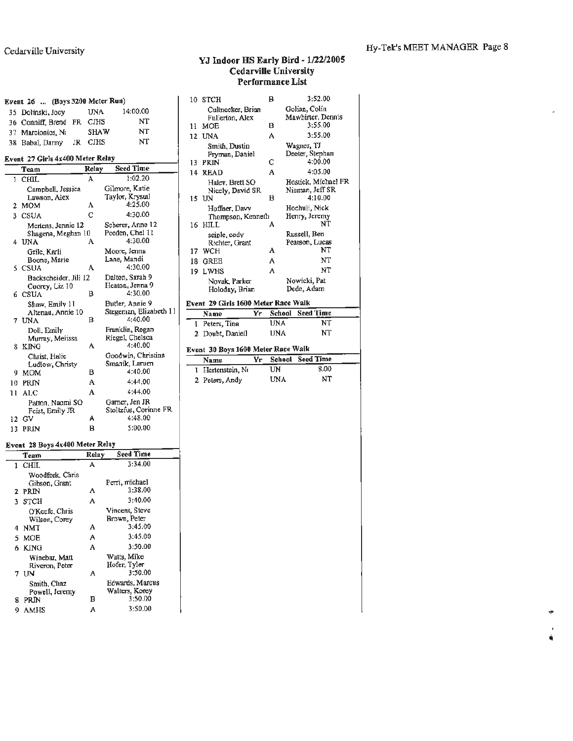## YJ Indoor HS Early Bird - 1/22/2005
## Cedarville University
## Performance List

### Event 26 ... (Boys 3200 Meter Run)

| | Name | Yr | School | Seed Time |
|---|---|---|---|---|
| 35 | Dolinski, Joey | | UNA | 14:00.00 |
| 36 | Conniff, Brend | FR | CJHS | NT |
| 37 | Marcionios, Ni | | SHAW | NT |
| 38 | Babal, Danny | JR | CJHS | NT |

### Event 27 Girls 4x400 Meter Relay

| | Team | Relay | Seed Time |
|---|---|---|---|
| 1 | CHIL | A | 1:02.20 |
| | Campbell, Jessica; Gilmore, Katie; Lawson, Alex; Taylor, Krystal | | |
| 2 | MOM | A | 4:25.00 |
| 3 | CSUA | C | 4:30.00 |
| | Mertens, Jennie 12; Scherer, Anne 12; Shagena, Meghan 10; Peeden, Chel 11 | | |
| 4 | UNA | A | 4:30.00 |
| | Grile, Karli; Moore, Jenna; Boone, Marie; Lane, Mandi | | |
| 5 | CSUA | A | 4:30.00 |
| | Backscheider, Jill 12; Dalton, Sarah 9; Coorey, Liz 10; Heaton, Jenna 9 | | |
| 6 | CSUA | B | 4:30.00 |
| | Shaw, Emily 11; Butler, Annie 9; Altenau, Annie 10; Stegeman, Elizabeth 11 | | |
| 7 | UNA | B | 4:40.00 |
| | Doll, Emily; Franklin, Regan; Murray, Melissa; Riegel, Chelsea | | |
| 8 | KING | A | 4:40.00 |
| | Christ, Halie; Goodwin, Christina; Ludlow, Christy; Smanik, Lauren | | |
| 9 | MOM | B | 4:40.00 |
| 10 | PRIN | A | 4:44.00 |
| 11 | ALC | A | 4:44.00 |
| | Patton, Naomi SO; Garner, Jen JR; Feist, Emily JR; Stoltzfus, Corinne FR | | |
| 12 | GV | A | 4:48.00 |
| 13 | PRIN | B | 5:00.00 |

### Event 28 Boys 4x400 Meter Relay

| | Team | Relay | Seed Time |
|---|---|---|---|
| 1 | CHIL | A | 3:34.00 |
| | Woodfork, Chris; Gibson, Grant; Perri, michael | | |
| 2 | PRIN | A | 3:38.00 |
| 3 | STCH | A | 3:40.00 |
| | O'Keefe, Chris; Vincent, Steve; Wilson, Corey; Brown, Peter | | |
| 4 | NMT | A | 3:45.00 |
| 5 | MOE | A | 3:45.00 |
| 6 | KING | A | 3:50.00 |
| | Winebar, Matt; Watts, Mike; Riveron, Peter; Hofer, Tyler | | |
| 7 | UN | A | 3:50.00 |
| | Smith, Chaz; Edwards, Marcus; Powell, Jeremy; Walters, Korey | | |
| 8 | PRIN | B | 3:50.00 |
| 9 | AMHS | A | 3:50.00 |
| 10 | STCH | B | 3:52.00 |
| | Culmneeker, Brian; Golian, Colin; Fullerton, Alex; Mawhirter, Dennis | | |
| 11 | MOE | B | 3:55.00 |
| 12 | UNA | A | 3:55.00 |
| | Smith, Dustin; Wagner, TJ; Fryman, Daniel; Deeter, Stephan | | |
| 13 | PRIN | C | 4:00.00 |
| 14 | READ | A | 4:05.00 |
| | Haley, Brett SO; Hostick, Michael FR; Nicely, David SR; Nieman, Jeff SR | | |
| 15 | UN | B | 4:10.00 |
| | Hoffner, Davy; Hochuli, Nick; Thompson, Kenneth; Henry, Jeremy | | |
| 16 | HILL | A | NT |
| | sciple, cody; Russell, Ben; Richter, Grant; Pearson, Lucas | | |
| 17 | WCH | A | NT |
| 18 | GREB | A | NT |
| 19 | LWHS | A | NT |
| | Novak, Parker; Nowicki, Pat; Holoday, Brian; Dede, Adam | | |

### Event 29 Girls 1600 Meter Race Walk

| | Name | Yr | School | Seed Time |
|---|---|---|---|---|
| 1 | Peters, Tina | | UNA | NT |
| 2 | Doubt, Daniell | | UNA | NT |

### Event 30 Boys 1600 Meter Race Walk

| | Name | Yr | School | Seed Time |
|---|---|---|---|---|
| 1 | Hertenstein, Ni | | UN | 8.00 |
| 2 | Peters, Andy | | UNA | NT |